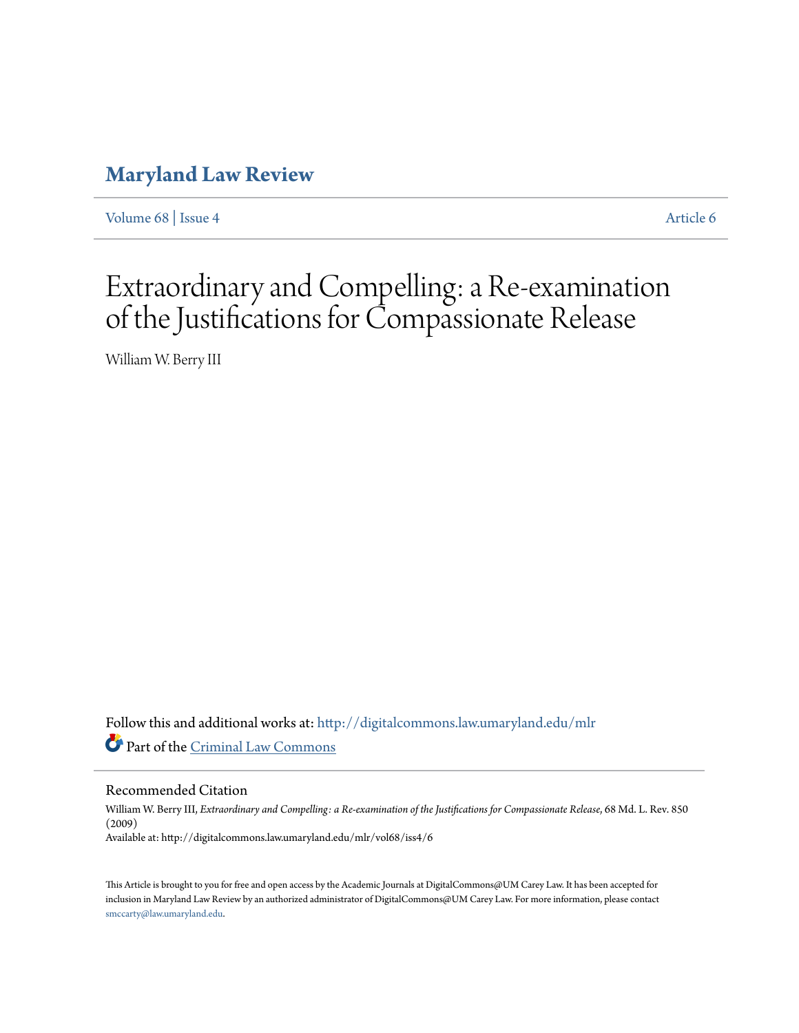# Maryland Law Review

Volume 68 | Issue 4 Article 6

# Extraordinary and Compelling: a Re-examination of the Justifications for Compassionate Release

William W. Berry III

Follow this and additional works at: http://digitalcommons.law.umaryland.edu/mlr

Part of the Criminal Law Commons

## Recommended Citation

William W. Berry III, *Extraordinary and Compelling: a Re-examination of the Justifications for Compassionate Release*, 68 Md. L. Rev. 850 (2009)
Available at: http://digitalcommons.law.umaryland.edu/mlr/vol68/iss4/6

This Article is brought to you for free and open access by the Academic Journals at DigitalCommons@UM Carey Law. It has been accepted for inclusion in Maryland Law Review by an authorized administrator of DigitalCommons@UM Carey Law. For more information, please contact smccarty@law.umaryland.edu.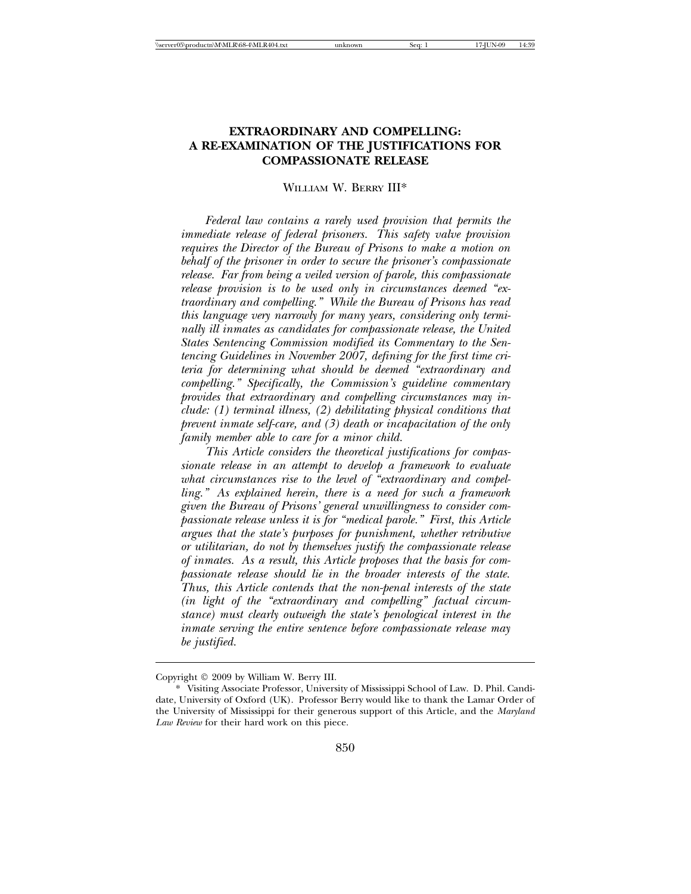# EXTRAORDINARY AND COMPELLING: A RE-EXAMINATION OF THE JUSTIFICATIONS FOR COMPASSIONATE RELEASE

WILLIAM W. BERRY III*

*Federal law contains a rarely used provision that permits the immediate release of federal prisoners. This safety valve provision requires the Director of the Bureau of Prisons to make a motion on behalf of the prisoner in order to secure the prisoner's compassionate release. Far from being a veiled version of parole, this compassionate release provision is to be used only in circumstances deemed "extraordinary and compelling." While the Bureau of Prisons has read this language very narrowly for many years, considering only terminally ill inmates as candidates for compassionate release, the United States Sentencing Commission modified its Commentary to the Sentencing Guidelines in November 2007, defining for the first time criteria for determining what should be deemed "extraordinary and compelling." Specifically, the Commission's guideline commentary provides that extraordinary and compelling circumstances may include: (1) terminal illness, (2) debilitating physical conditions that prevent inmate self-care, and (3) death or incapacitation of the only family member able to care for a minor child.*

*This Article considers the theoretical justifications for compassionate release in an attempt to develop a framework to evaluate what circumstances rise to the level of "extraordinary and compelling." As explained herein, there is a need for such a framework given the Bureau of Prisons' general unwillingness to consider compassionate release unless it is for "medical parole." First, this Article argues that the state's purposes for punishment, whether retributive or utilitarian, do not by themselves justify the compassionate release of inmates. As a result, this Article proposes that the basis for compassionate release should lie in the broader interests of the state. Thus, this Article contends that the non-penal interests of the state (in light of the "extraordinary and compelling" factual circumstance) must clearly outweigh the state's penological interest in the inmate serving the entire sentence before compassionate release may be justified.*

---

Copyright © 2009 by William W. Berry III.

\* Visiting Associate Professor, University of Mississippi School of Law. D. Phil. Candidate, University of Oxford (UK). Professor Berry would like to thank the Lamar Order of the University of Mississippi for their generous support of this Article, and the *Maryland Law Review* for their hard work on this piece.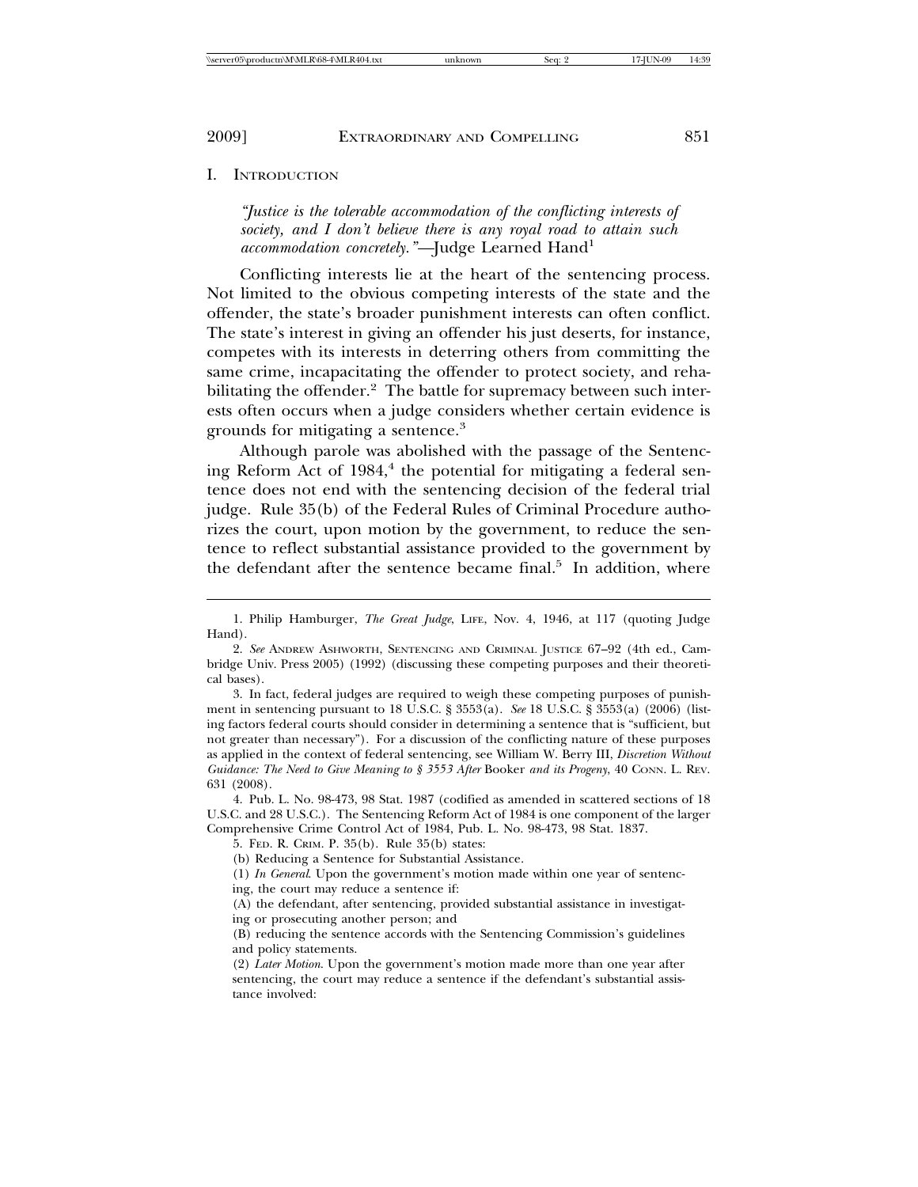## I. Introduction

*"Justice is the tolerable accommodation of the conflicting interests of society, and I don't believe there is any royal road to attain such accommodation concretely."*—Judge Learned Hand[1]

Conflicting interests lie at the heart of the sentencing process. Not limited to the obvious competing interests of the state and the offender, the state's broader punishment interests can often conflict. The state's interest in giving an offender his just deserts, for instance, competes with its interests in deterring others from committing the same crime, incapacitating the offender to protect society, and rehabilitating the offender.[2] The battle for supremacy between such interests often occurs when a judge considers whether certain evidence is grounds for mitigating a sentence.[3]

Although parole was abolished with the passage of the Sentencing Reform Act of 1984,[4] the potential for mitigating a federal sentence does not end with the sentencing decision of the federal trial judge. Rule 35(b) of the Federal Rules of Criminal Procedure authorizes the court, upon motion by the government, to reduce the sentence to reflect substantial assistance provided to the government by the defendant after the sentence became final.[5] In addition, where

---

1. Philip Hamburger, *The Great Judge*, LIFE, Nov. 4, 1946, at 117 (quoting Judge Hand).

2. *See* ANDREW ASHWORTH, SENTENCING AND CRIMINAL JUSTICE 67–92 (4th ed., Cambridge Univ. Press 2005) (1992) (discussing these competing purposes and their theoretical bases).

3. In fact, federal judges are required to weigh these competing purposes of punishment in sentencing pursuant to 18 U.S.C. § 3553(a). *See* 18 U.S.C. § 3553(a) (2006) (listing factors federal courts should consider in determining a sentence that is "sufficient, but not greater than necessary"). For a discussion of the conflicting nature of these purposes as applied in the context of federal sentencing, see William W. Berry III, *Discretion Without Guidance: The Need to Give Meaning to § 3553 After* Booker *and its Progeny*, 40 CONN. L. REV. 631 (2008).

4. Pub. L. No. 98-473, 98 Stat. 1987 (codified as amended in scattered sections of 18 U.S.C. and 28 U.S.C.). The Sentencing Reform Act of 1984 is one component of the larger Comprehensive Crime Control Act of 1984, Pub. L. No. 98-473, 98 Stat. 1837.

5. FED. R. CRIM. P. 35(b). Rule 35(b) states:

(b) Reducing a Sentence for Substantial Assistance.

(1) *In General*. Upon the government's motion made within one year of sentencing, the court may reduce a sentence if:

(A) the defendant, after sentencing, provided substantial assistance in investigating or prosecuting another person; and

(B) reducing the sentence accords with the Sentencing Commission's guidelines and policy statements.

(2) *Later Motion*. Upon the government's motion made more than one year after sentencing, the court may reduce a sentence if the defendant's substantial assistance involved: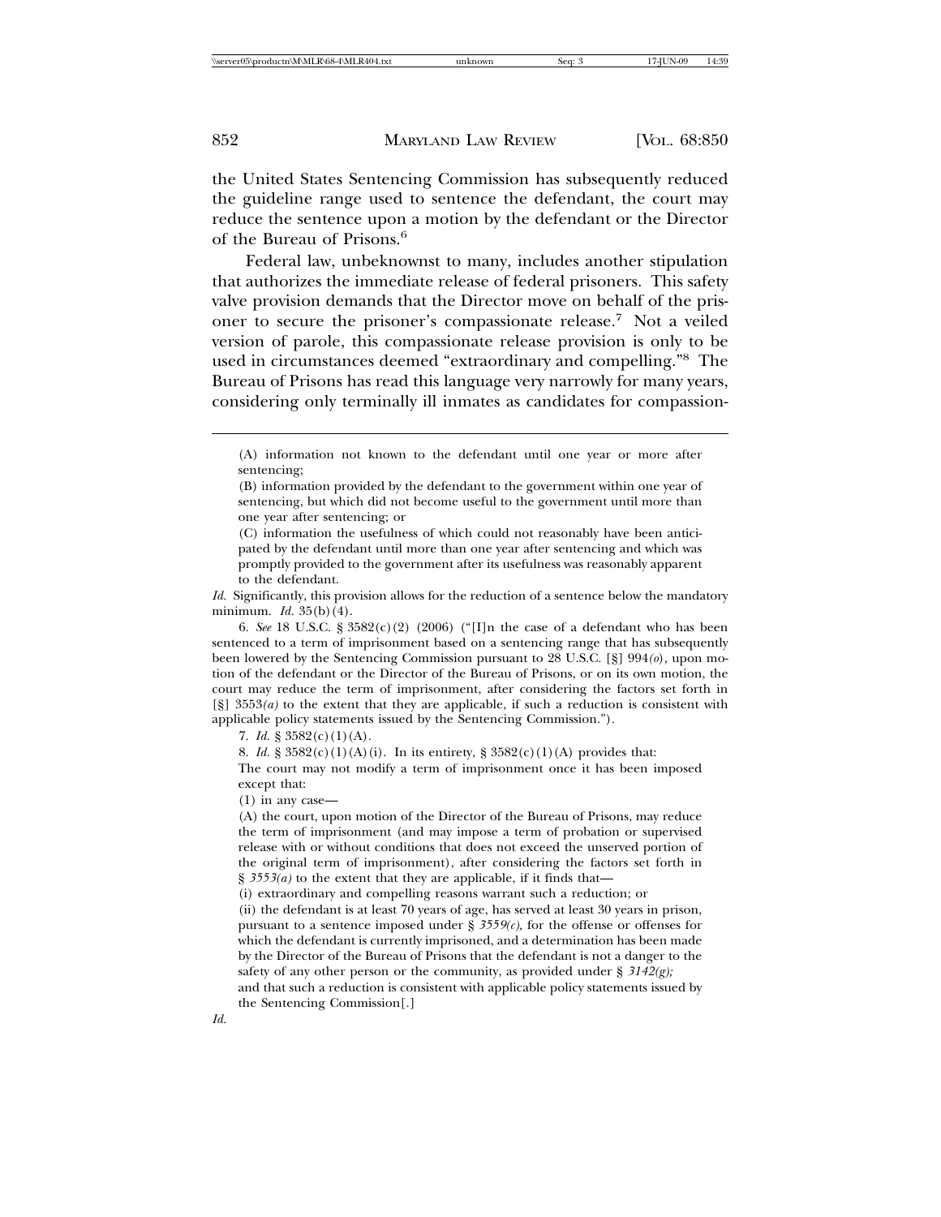the United States Sentencing Commission has subsequently reduced the guideline range used to sentence the defendant, the court may reduce the sentence upon a motion by the defendant or the Director of the Bureau of Prisons.[6]

Federal law, unbeknownst to many, includes another stipulation that authorizes the immediate release of federal prisoners. This safety valve provision demands that the Director move on behalf of the prisoner to secure the prisoner's compassionate release.[7] Not a veiled version of parole, this compassionate release provision is only to be used in circumstances deemed "extraordinary and compelling."[8] The Bureau of Prisons has read this language very narrowly for many years, considering only terminally ill inmates as candidates for compassion-

---

> (A) information not known to the defendant until one year or more after sentencing;
>
> (B) information provided by the defendant to the government within one year of sentencing, but which did not become useful to the government until more than one year after sentencing; or
>
> (C) information the usefulness of which could not reasonably have been anticipated by the defendant until more than one year after sentencing and which was promptly provided to the government after its usefulness was reasonably apparent to the defendant.

*Id.* Significantly, this provision allows for the reduction of a sentence below the mandatory minimum. *Id.* 35(b)(4).

6. *See* 18 U.S.C. § 3582(c)(2) (2006) ("[I]n the case of a defendant who has been sentenced to a term of imprisonment based on a sentencing range that has subsequently been lowered by the Sentencing Commission pursuant to 28 U.S.C. [§] 994*(o)*, upon motion of the defendant or the Director of the Bureau of Prisons, or on its own motion, the court may reduce the term of imprisonment, after considering the factors set forth in [§] 3553*(a)* to the extent that they are applicable, if such a reduction is consistent with applicable policy statements issued by the Sentencing Commission.").

7. *Id.* § 3582(c)(1)(A).

8. *Id.* § 3582(c)(1)(A)(i). In its entirety, § 3582(c)(1)(A) provides that:

> The court may not modify a term of imprisonment once it has been imposed except that:
>
> (1) in any case—
>
> (A) the court, upon motion of the Director of the Bureau of Prisons, may reduce the term of imprisonment (and may impose a term of probation or supervised release with or without conditions that does not exceed the unserved portion of the original term of imprisonment), after considering the factors set forth in § *3553(a)* to the extent that they are applicable, if it finds that—
>
> (i) extraordinary and compelling reasons warrant such a reduction; or
>
> (ii) the defendant is at least 70 years of age, has served at least 30 years in prison, pursuant to a sentence imposed under § *3559(c)*, for the offense or offenses for which the defendant is currently imprisoned, and a determination has been made by the Director of the Bureau of Prisons that the defendant is not a danger to the safety of any other person or the community, as provided under § *3142(g);*
>
> and that such a reduction is consistent with applicable policy statements issued by the Sentencing Commission[.]

*Id.*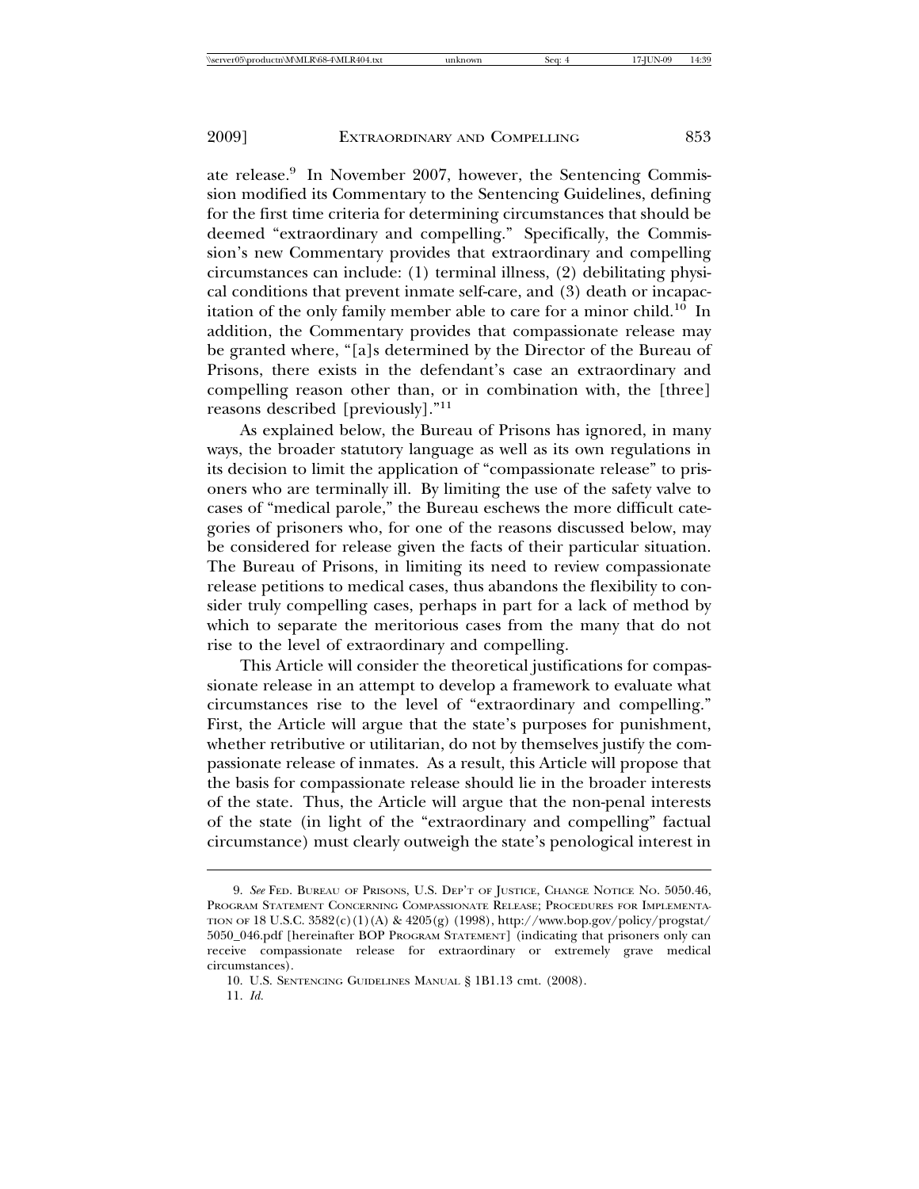ate release.[9] In November 2007, however, the Sentencing Commission modified its Commentary to the Sentencing Guidelines, defining for the first time criteria for determining circumstances that should be deemed "extraordinary and compelling." Specifically, the Commission's new Commentary provides that extraordinary and compelling circumstances can include: (1) terminal illness, (2) debilitating physical conditions that prevent inmate self-care, and (3) death or incapacitation of the only family member able to care for a minor child.[10] In addition, the Commentary provides that compassionate release may be granted where, "[a]s determined by the Director of the Bureau of Prisons, there exists in the defendant's case an extraordinary and compelling reason other than, or in combination with, the [three] reasons described [previously]."[11]

As explained below, the Bureau of Prisons has ignored, in many ways, the broader statutory language as well as its own regulations in its decision to limit the application of "compassionate release" to prisoners who are terminally ill. By limiting the use of the safety valve to cases of "medical parole," the Bureau eschews the more difficult categories of prisoners who, for one of the reasons discussed below, may be considered for release given the facts of their particular situation. The Bureau of Prisons, in limiting its need to review compassionate release petitions to medical cases, thus abandons the flexibility to consider truly compelling cases, perhaps in part for a lack of method by which to separate the meritorious cases from the many that do not rise to the level of extraordinary and compelling.

This Article will consider the theoretical justifications for compassionate release in an attempt to develop a framework to evaluate what circumstances rise to the level of "extraordinary and compelling." First, the Article will argue that the state's purposes for punishment, whether retributive or utilitarian, do not by themselves justify the compassionate release of inmates. As a result, this Article will propose that the basis for compassionate release should lie in the broader interests of the state. Thus, the Article will argue that the non-penal interests of the state (in light of the "extraordinary and compelling" factual circumstance) must clearly outweigh the state's penological interest in

---

9. *See* FED. BUREAU OF PRISONS, U.S. DEP'T OF JUSTICE, CHANGE NOTICE NO. 5050.46, PROGRAM STATEMENT CONCERNING COMPASSIONATE RELEASE; PROCEDURES FOR IMPLEMENTATION OF 18 U.S.C. 3582(c)(1)(A) & 4205(g) (1998), http://www.bop.gov/policy/progstat/5050_046.pdf [hereinafter BOP PROGRAM STATEMENT] (indicating that prisoners only can receive compassionate release for extraordinary or extremely grave medical circumstances).

10. U.S. SENTENCING GUIDELINES MANUAL § 1B1.13 cmt. (2008).

11. *Id.*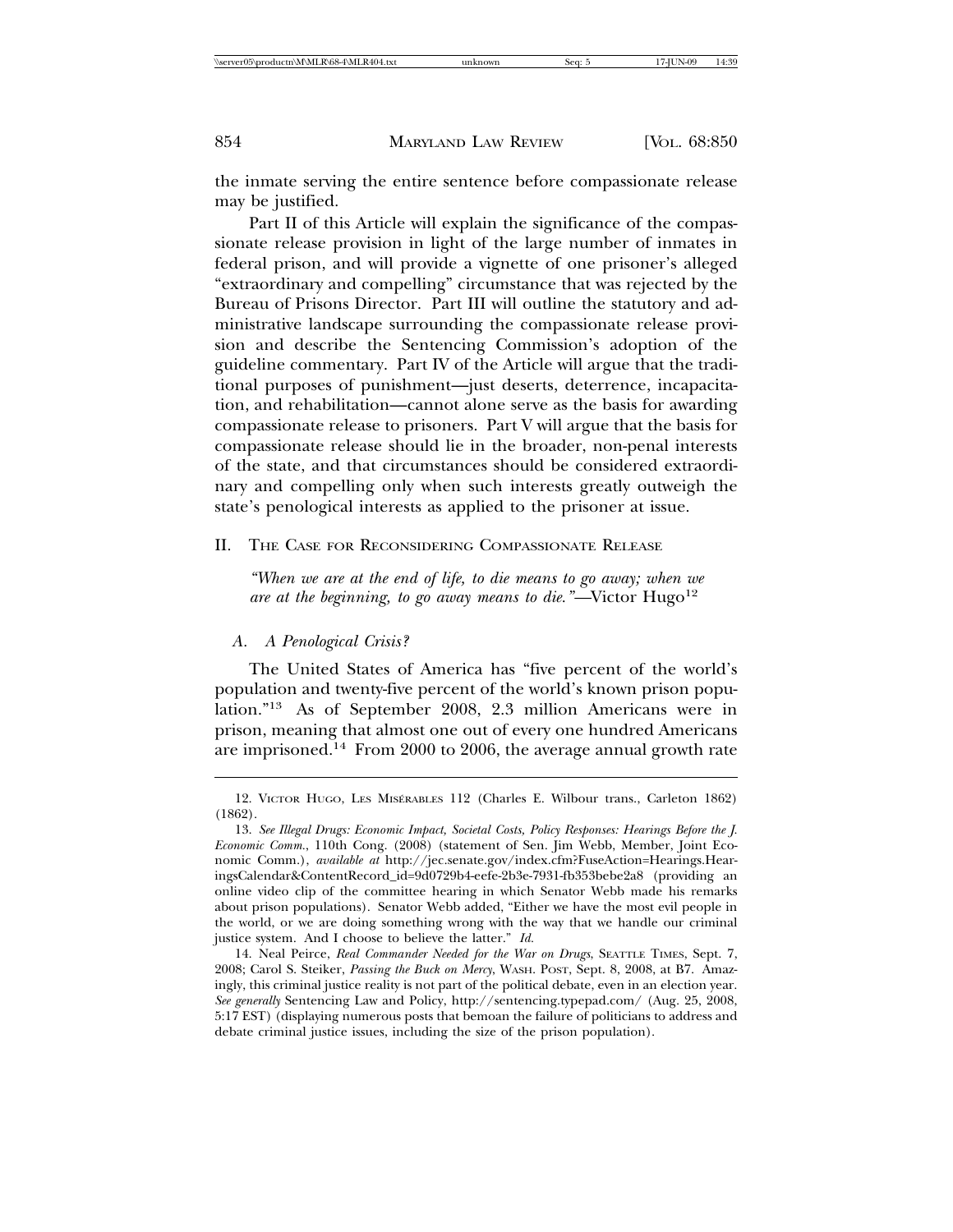the inmate serving the entire sentence before compassionate release may be justified.

Part II of this Article will explain the significance of the compassionate release provision in light of the large number of inmates in federal prison, and will provide a vignette of one prisoner's alleged "extraordinary and compelling" circumstance that was rejected by the Bureau of Prisons Director. Part III will outline the statutory and administrative landscape surrounding the compassionate release provision and describe the Sentencing Commission's adoption of the guideline commentary. Part IV of the Article will argue that the traditional purposes of punishment—just deserts, deterrence, incapacitation, and rehabilitation—cannot alone serve as the basis for awarding compassionate release to prisoners. Part V will argue that the basis for compassionate release should lie in the broader, non-penal interests of the state, and that circumstances should be considered extraordinary and compelling only when such interests greatly outweigh the state's penological interests as applied to the prisoner at issue.

## II. The Case for Reconsidering Compassionate Release

*"When we are at the end of life, to die means to go away; when we are at the beginning, to go away means to die."*—Victor Hugo[12]

### A. *A Penological Crisis?*

The United States of America has "five percent of the world's population and twenty-five percent of the world's known prison population."[13] As of September 2008, 2.3 million Americans were in prison, meaning that almost one out of every one hundred Americans are imprisoned.[14] From 2000 to 2006, the average annual growth rate

---

12. Victor Hugo, Les Misérables 112 (Charles E. Wilbour trans., Carleton 1862) (1862).

13. *See Illegal Drugs: Economic Impact, Societal Costs, Policy Responses: Hearings Before the J. Economic Comm.*, 110th Cong. (2008) (statement of Sen. Jim Webb, Member, Joint Economic Comm.), *available at* http://jec.senate.gov/index.cfm?FuseAction=Hearings.HearingsCalendar&ContentRecord_id=9d0729b4-eefe-2b3e-7931-fb353bebe2a8 (providing an online video clip of the committee hearing in which Senator Webb made his remarks about prison populations). Senator Webb added, "Either we have the most evil people in the world, or we are doing something wrong with the way that we handle our criminal justice system. And I choose to believe the latter." *Id.*

14. Neal Peirce, *Real Commander Needed for the War on Drugs*, Seattle Times, Sept. 7, 2008; Carol S. Steiker, *Passing the Buck on Mercy*, Wash. Post, Sept. 8, 2008, at B7. Amazingly, this criminal justice reality is not part of the political debate, even in an election year. *See generally* Sentencing Law and Policy, http://sentencing.typepad.com/ (Aug. 25, 2008, 5:17 EST) (displaying numerous posts that bemoan the failure of politicians to address and debate criminal justice issues, including the size of the prison population).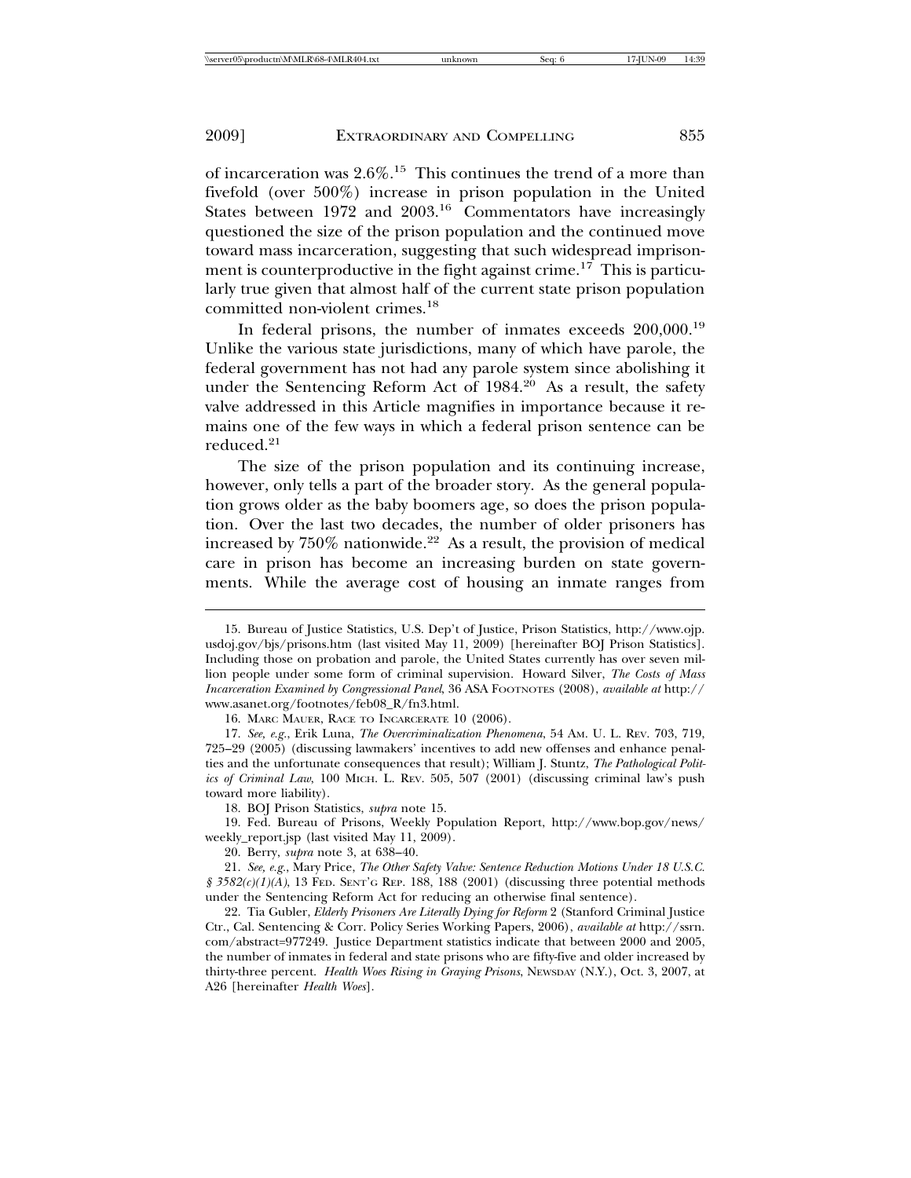of incarceration was 2.6%.[15] This continues the trend of a more than fivefold (over 500%) increase in prison population in the United States between 1972 and 2003.[16] Commentators have increasingly questioned the size of the prison population and the continued move toward mass incarceration, suggesting that such widespread imprisonment is counterproductive in the fight against crime.[17] This is particularly true given that almost half of the current state prison population committed non-violent crimes.[18]

In federal prisons, the number of inmates exceeds 200,000.[19] Unlike the various state jurisdictions, many of which have parole, the federal government has not had any parole system since abolishing it under the Sentencing Reform Act of 1984.[20] As a result, the safety valve addressed in this Article magnifies in importance because it remains one of the few ways in which a federal prison sentence can be reduced.[21]

The size of the prison population and its continuing increase, however, only tells a part of the broader story. As the general population grows older as the baby boomers age, so does the prison population. Over the last two decades, the number of older prisoners has increased by 750% nationwide.[22] As a result, the provision of medical care in prison has become an increasing burden on state governments. While the average cost of housing an inmate ranges from

---

15. Bureau of Justice Statistics, U.S. Dep't of Justice, Prison Statistics, http://www.ojp.usdoj.gov/bjs/prisons.htm (last visited May 11, 2009) [hereinafter BOJ Prison Statistics]. Including those on probation and parole, the United States currently has over seven million people under some form of criminal supervision. Howard Silver, *The Costs of Mass Incarceration Examined by Congressional Panel*, 36 ASA Footnotes (2008), *available at* http://www.asanet.org/footnotes/feb08_R/fn3.html.

16. Marc Mauer, Race to Incarcerate 10 (2006).

17. *See, e.g.*, Erik Luna, *The Overcriminalization Phenomena*, 54 Am. U. L. Rev. 703, 719, 725–29 (2005) (discussing lawmakers' incentives to add new offenses and enhance penalties and the unfortunate consequences that result); William J. Stuntz, *The Pathological Politics of Criminal Law*, 100 Mich. L. Rev. 505, 507 (2001) (discussing criminal law's push toward more liability).

18. BOJ Prison Statistics, *supra* note 15.

19. Fed. Bureau of Prisons, Weekly Population Report, http://www.bop.gov/news/weekly_report.jsp (last visited May 11, 2009).

20. Berry, *supra* note 3, at 638–40.

21. *See, e.g.*, Mary Price, *The Other Safety Valve: Sentence Reduction Motions Under 18 U.S.C. § 3582(c)(1)(A)*, 13 Fed. Sent'g Rep. 188, 188 (2001) (discussing three potential methods under the Sentencing Reform Act for reducing an otherwise final sentence).

22. Tia Gubler, *Elderly Prisoners Are Literally Dying for Reform* 2 (Stanford Criminal Justice Ctr., Cal. Sentencing & Corr. Policy Series Working Papers, 2006), *available at* http://ssrn.com/abstract=977249. Justice Department statistics indicate that between 2000 and 2005, the number of inmates in federal and state prisons who are fifty-five and older increased by thirty-three percent. *Health Woes Rising in Graying Prisons*, Newsday (N.Y.), Oct. 3, 2007, at A26 [hereinafter *Health Woes*].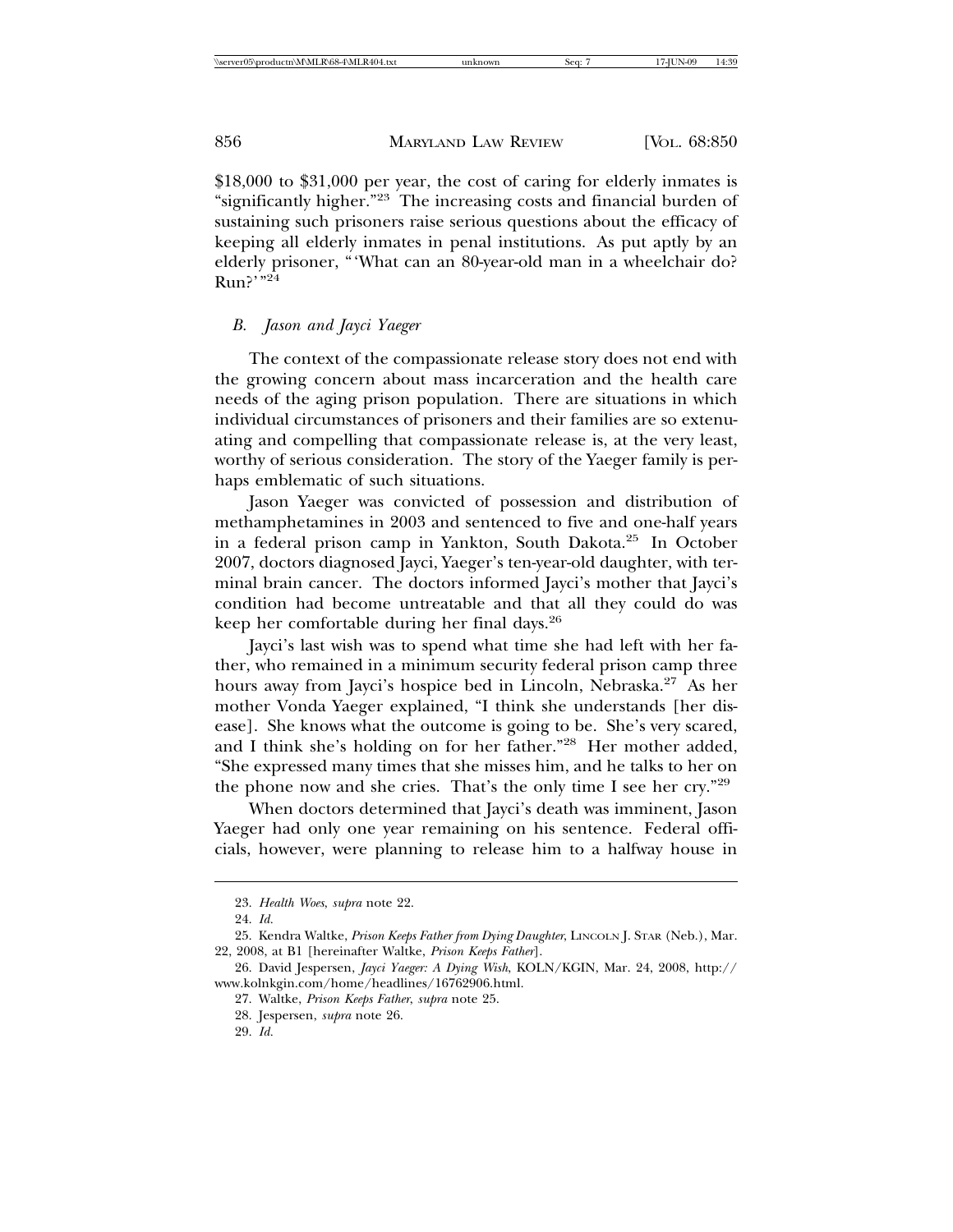$18,000 to $31,000 per year, the cost of caring for elderly inmates is "significantly higher."[23] The increasing costs and financial burden of sustaining such prisoners raise serious questions about the efficacy of keeping all elderly inmates in penal institutions. As put aptly by an elderly prisoner, "'What can an 80-year-old man in a wheelchair do? Run?'"[24]

### *B. Jason and Jayci Yaeger*

The context of the compassionate release story does not end with the growing concern about mass incarceration and the health care needs of the aging prison population. There are situations in which individual circumstances of prisoners and their families are so extenuating and compelling that compassionate release is, at the very least, worthy of serious consideration. The story of the Yaeger family is perhaps emblematic of such situations.

Jason Yaeger was convicted of possession and distribution of methamphetamines in 2003 and sentenced to five and one-half years in a federal prison camp in Yankton, South Dakota.[25] In October 2007, doctors diagnosed Jayci, Yaeger's ten-year-old daughter, with terminal brain cancer. The doctors informed Jayci's mother that Jayci's condition had become untreatable and that all they could do was keep her comfortable during her final days.[26]

Jayci's last wish was to spend what time she had left with her father, who remained in a minimum security federal prison camp three hours away from Jayci's hospice bed in Lincoln, Nebraska.[27] As her mother Vonda Yaeger explained, "I think she understands [her disease]. She knows what the outcome is going to be. She's very scared, and I think she's holding on for her father."[28] Her mother added, "She expressed many times that she misses him, and he talks to her on the phone now and she cries. That's the only time I see her cry."[29]

When doctors determined that Jayci's death was imminent, Jason Yaeger had only one year remaining on his sentence. Federal officials, however, were planning to release him to a halfway house in

---

23. *Health Woes*, *supra* note 22.

24. *Id.*

25. Kendra Waltke, *Prison Keeps Father from Dying Daughter*, LINCOLN J. STAR (Neb.), Mar. 22, 2008, at B1 [hereinafter Waltke, *Prison Keeps Father*].

26. David Jespersen, *Jayci Yaeger: A Dying Wish*, KOLN/KGIN, Mar. 24, 2008, http://www.kolnkgin.com/home/headlines/16762906.html.

27. Waltke, *Prison Keeps Father*, *supra* note 25.

28. Jespersen, *supra* note 26.

29. *Id.*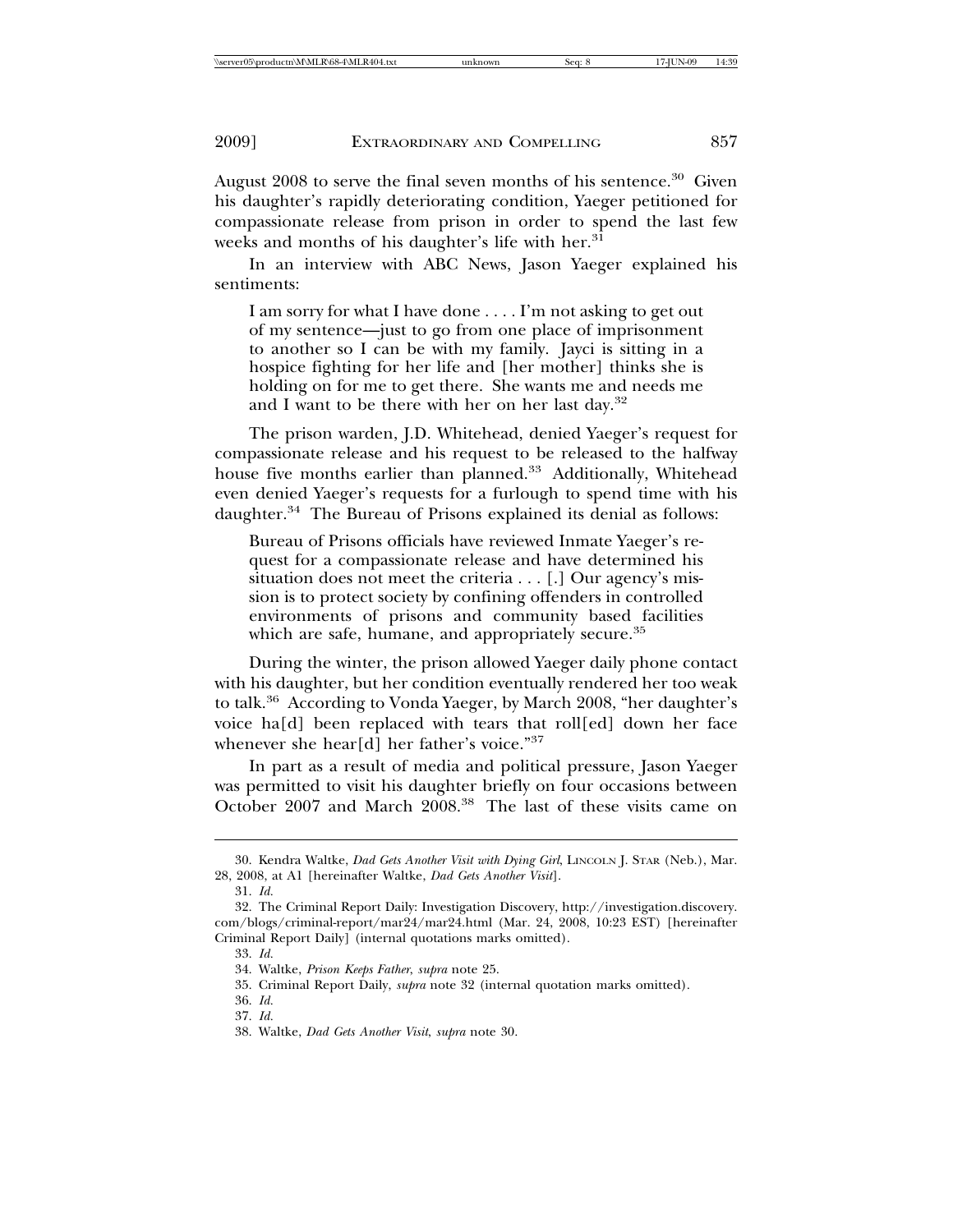August 2008 to serve the final seven months of his sentence.[30] Given his daughter's rapidly deteriorating condition, Yaeger petitioned for compassionate release from prison in order to spend the last few weeks and months of his daughter's life with her.[31]

In an interview with ABC News, Jason Yaeger explained his sentiments:

> I am sorry for what I have done . . . . I'm not asking to get out of my sentence—just to go from one place of imprisonment to another so I can be with my family. Jayci is sitting in a hospice fighting for her life and [her mother] thinks she is holding on for me to get there. She wants me and needs me and I want to be there with her on her last day.[32]

The prison warden, J.D. Whitehead, denied Yaeger's request for compassionate release and his request to be released to the halfway house five months earlier than planned.[33] Additionally, Whitehead even denied Yaeger's requests for a furlough to spend time with his daughter.[34] The Bureau of Prisons explained its denial as follows:

> Bureau of Prisons officials have reviewed Inmate Yaeger's request for a compassionate release and have determined his situation does not meet the criteria . . . [.] Our agency's mission is to protect society by confining offenders in controlled environments of prisons and community based facilities which are safe, humane, and appropriately secure.[35]

During the winter, the prison allowed Yaeger daily phone contact with his daughter, but her condition eventually rendered her too weak to talk.[36] According to Vonda Yaeger, by March 2008, "her daughter's voice ha[d] been replaced with tears that roll[ed] down her face whenever she hear[d] her father's voice."[37]

In part as a result of media and political pressure, Jason Yaeger was permitted to visit his daughter briefly on four occasions between October 2007 and March 2008.[38] The last of these visits came on

---

30. Kendra Waltke, *Dad Gets Another Visit with Dying Girl*, LINCOLN J. STAR (Neb.), Mar. 28, 2008, at A1 [hereinafter Waltke, *Dad Gets Another Visit*].

31. *Id.*

32. The Criminal Report Daily: Investigation Discovery, http://investigation.discovery.com/blogs/criminal-report/mar24/mar24.html (Mar. 24, 2008, 10:23 EST) [hereinafter Criminal Report Daily] (internal quotations marks omitted).

33. *Id.*

34. Waltke, *Prison Keeps Father*, *supra* note 25.

35. Criminal Report Daily, *supra* note 32 (internal quotation marks omitted).

36. *Id.*

37. *Id.*

38. Waltke, *Dad Gets Another Visit*, *supra* note 30.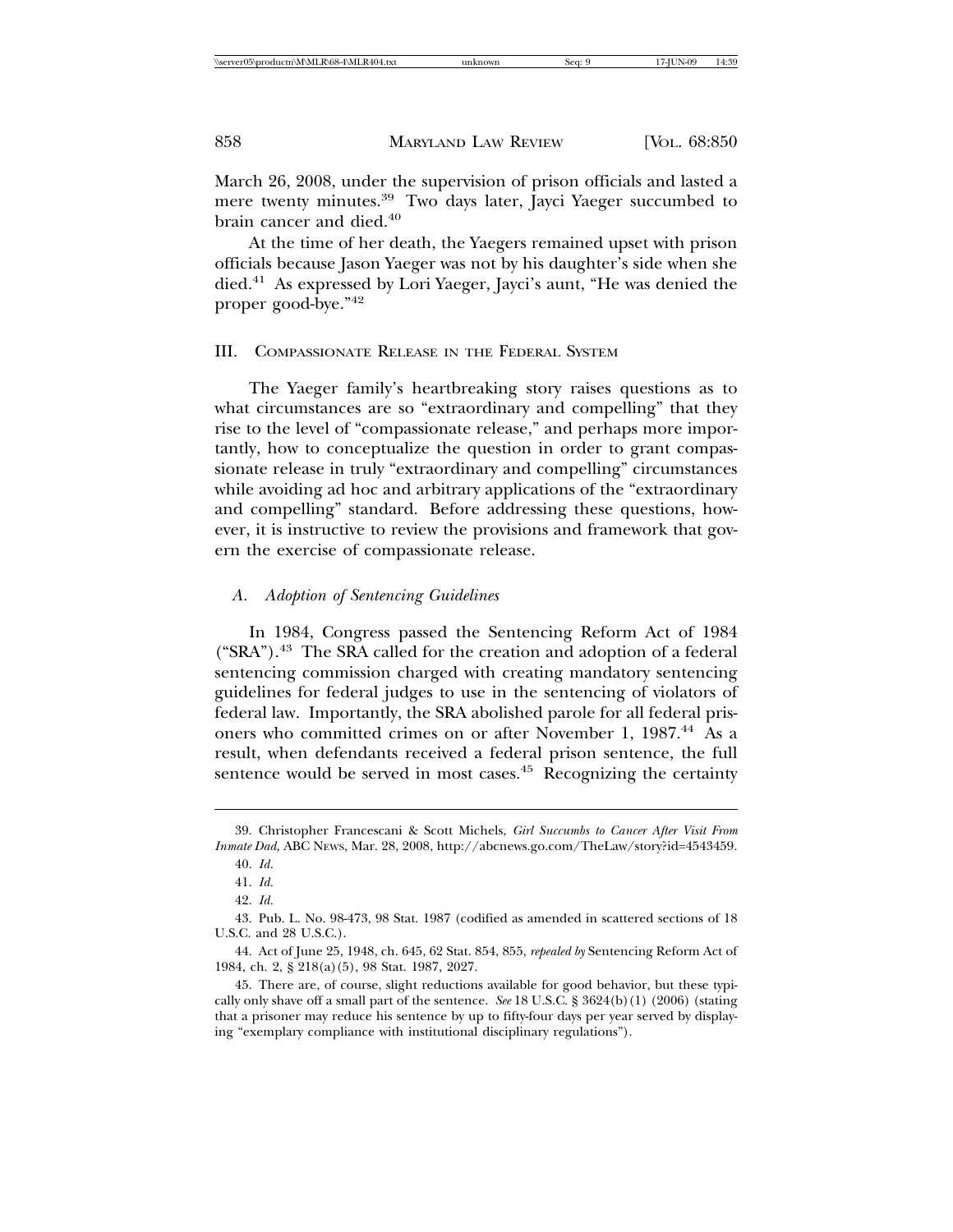March 26, 2008, under the supervision of prison officials and lasted a mere twenty minutes.[39] Two days later, Jayci Yaeger succumbed to brain cancer and died.[40]

At the time of her death, the Yaegers remained upset with prison officials because Jason Yaeger was not by his daughter's side when she died.[41] As expressed by Lori Yaeger, Jayci's aunt, "He was denied the proper good-bye."[42]

## III. Compassionate Release in the Federal System

The Yaeger family's heartbreaking story raises questions as to what circumstances are so "extraordinary and compelling" that they rise to the level of "compassionate release," and perhaps more importantly, how to conceptualize the question in order to grant compassionate release in truly "extraordinary and compelling" circumstances while avoiding ad hoc and arbitrary applications of the "extraordinary and compelling" standard. Before addressing these questions, however, it is instructive to review the provisions and framework that govern the exercise of compassionate release.

### A. *Adoption of Sentencing Guidelines*

In 1984, Congress passed the Sentencing Reform Act of 1984 ("SRA").[43] The SRA called for the creation and adoption of a federal sentencing commission charged with creating mandatory sentencing guidelines for federal judges to use in the sentencing of violators of federal law. Importantly, the SRA abolished parole for all federal prisoners who committed crimes on or after November 1, 1987.[44] As a result, when defendants received a federal prison sentence, the full sentence would be served in most cases.[45] Recognizing the certainty

---

39. Christopher Francescani & Scott Michels, *Girl Succumbs to Cancer After Visit From Inmate Dad*, ABC News, Mar. 28, 2008, http://abcnews.go.com/TheLaw/story?id=4543459.

40. *Id.*

41. *Id.*

42. *Id.*

43. Pub. L. No. 98-473, 98 Stat. 1987 (codified as amended in scattered sections of 18 U.S.C. and 28 U.S.C.).

44. Act of June 25, 1948, ch. 645, 62 Stat. 854, 855, *repealed by* Sentencing Reform Act of 1984, ch. 2, § 218(a)(5), 98 Stat. 1987, 2027.

45. There are, of course, slight reductions available for good behavior, but these typically only shave off a small part of the sentence. *See* 18 U.S.C. § 3624(b)(1) (2006) (stating that a prisoner may reduce his sentence by up to fifty-four days per year served by displaying "exemplary compliance with institutional disciplinary regulations").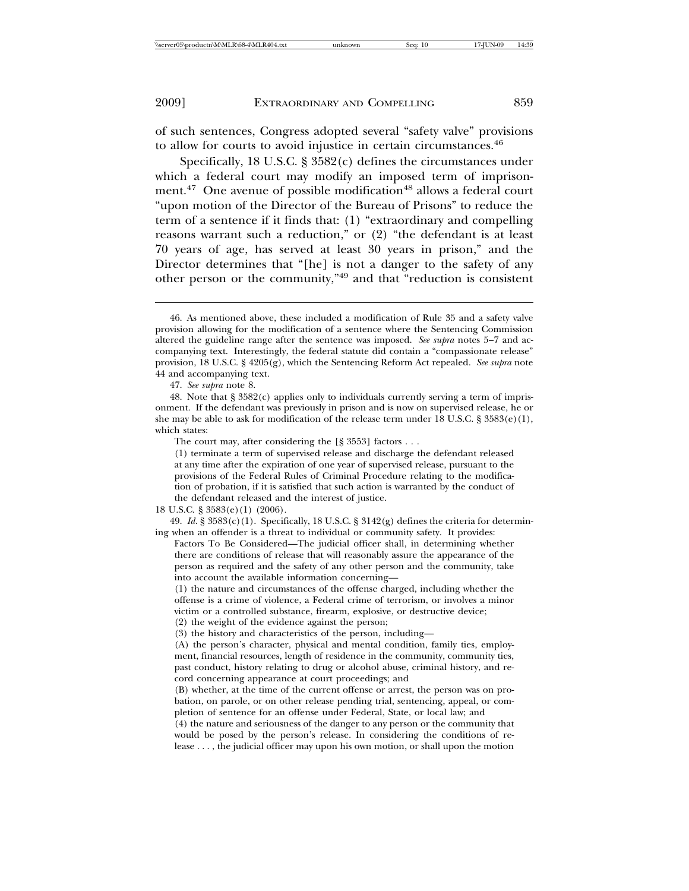of such sentences, Congress adopted several "safety valve" provisions to allow for courts to avoid injustice in certain circumstances.[46]

Specifically, 18 U.S.C. § 3582(c) defines the circumstances under which a federal court may modify an imposed term of imprisonment.[47] One avenue of possible modification[48] allows a federal court "upon motion of the Director of the Bureau of Prisons" to reduce the term of a sentence if it finds that: (1) "extraordinary and compelling reasons warrant such a reduction," or (2) "the defendant is at least 70 years of age, has served at least 30 years in prison," and the Director determines that "[he] is not a danger to the safety of any other person or the community,"[49] and that "reduction is consistent

---

46. As mentioned above, these included a modification of Rule 35 and a safety valve provision allowing for the modification of a sentence where the Sentencing Commission altered the guideline range after the sentence was imposed. *See supra* notes 5–7 and accompanying text. Interestingly, the federal statute did contain a "compassionate release" provision, 18 U.S.C. § 4205(g), which the Sentencing Reform Act repealed. *See supra* note 44 and accompanying text.

47. *See supra* note 8.

48. Note that § 3582(c) applies only to individuals currently serving a term of imprisonment. If the defendant was previously in prison and is now on supervised release, he or she may be able to ask for modification of the release term under 18 U.S.C. § 3583(e)(1), which states:

> The court may, after considering the [§ 3553] factors . . .
>
> (1) terminate a term of supervised release and discharge the defendant released at any time after the expiration of one year of supervised release, pursuant to the provisions of the Federal Rules of Criminal Procedure relating to the modification of probation, if it is satisfied that such action is warranted by the conduct of the defendant released and the interest of justice.

18 U.S.C. § 3583(e)(1) (2006).

49. *Id.* § 3583(c)(1). Specifically, 18 U.S.C. § 3142(g) defines the criteria for determining when an offender is a threat to individual or community safety. It provides:

> Factors To Be Considered—The judicial officer shall, in determining whether there are conditions of release that will reasonably assure the appearance of the person as required and the safety of any other person and the community, take into account the available information concerning—
>
> (1) the nature and circumstances of the offense charged, including whether the offense is a crime of violence, a Federal crime of terrorism, or involves a minor victim or a controlled substance, firearm, explosive, or destructive device;
>
> (2) the weight of the evidence against the person;
>
> (3) the history and characteristics of the person, including—
>
> (A) the person's character, physical and mental condition, family ties, employment, financial resources, length of residence in the community, community ties, past conduct, history relating to drug or alcohol abuse, criminal history, and record concerning appearance at court proceedings; and
>
> (B) whether, at the time of the current offense or arrest, the person was on probation, on parole, or on other release pending trial, sentencing, appeal, or completion of sentence for an offense under Federal, State, or local law; and
>
> (4) the nature and seriousness of the danger to any person or the community that would be posed by the person's release. In considering the conditions of release . . . , the judicial officer may upon his own motion, or shall upon the motion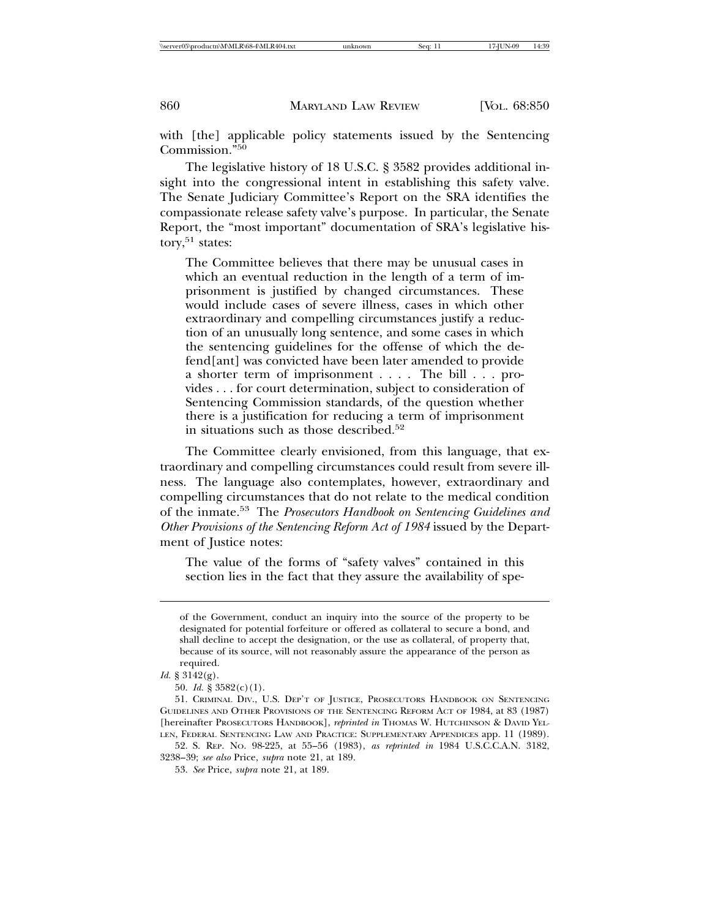with [the] applicable policy statements issued by the Sentencing Commission."[50]

The legislative history of 18 U.S.C. § 3582 provides additional insight into the congressional intent in establishing this safety valve. The Senate Judiciary Committee's Report on the SRA identifies the compassionate release safety valve's purpose. In particular, the Senate Report, the "most important" documentation of SRA's legislative history,[51] states:

> The Committee believes that there may be unusual cases in which an eventual reduction in the length of a term of imprisonment is justified by changed circumstances. These would include cases of severe illness, cases in which other extraordinary and compelling circumstances justify a reduction of an unusually long sentence, and some cases in which the sentencing guidelines for the offense of which the defend[ant] was convicted have been later amended to provide a shorter term of imprisonment . . . . The bill . . . provides . . . for court determination, subject to consideration of Sentencing Commission standards, of the question whether there is a justification for reducing a term of imprisonment in situations such as those described.[52]

The Committee clearly envisioned, from this language, that extraordinary and compelling circumstances could result from severe illness. The language also contemplates, however, extraordinary and compelling circumstances that do not relate to the medical condition of the inmate.[53] The *Prosecutors Handbook on Sentencing Guidelines and Other Provisions of the Sentencing Reform Act of 1984* issued by the Department of Justice notes:

> The value of the forms of "safety valves" contained in this section lies in the fact that they assure the availability of spe-

---

> of the Government, conduct an inquiry into the source of the property to be designated for potential forfeiture or offered as collateral to secure a bond, and shall decline to accept the designation, or the use as collateral, of property that, because of its source, will not reasonably assure the appearance of the person as required.

*Id.* § 3142(g).

50. *Id.* § 3582(c)(1).

51. Criminal Div., U.S. Dep't of Justice, Prosecutors Handbook on Sentencing Guidelines and Other Provisions of the Sentencing Reform Act of 1984, at 83 (1987) [hereinafter Prosecutors Handbook], *reprinted in* Thomas W. Hutchinson & David Yellen, Federal Sentencing Law and Practice: Supplementary Appendices app. 11 (1989).

52. S. Rep. No. 98-225, at 55–56 (1983), *as reprinted in* 1984 U.S.C.C.A.N. 3182, 3238–39; *see also* Price, *supra* note 21, at 189.

53. *See* Price, *supra* note 21, at 189.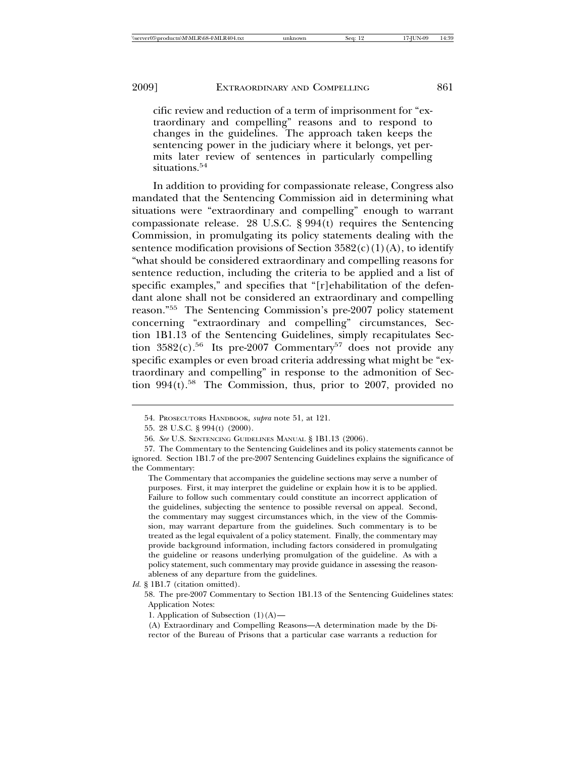cific review and reduction of a term of imprisonment for "extraordinary and compelling" reasons and to respond to changes in the guidelines. The approach taken keeps the sentencing power in the judiciary where it belongs, yet permits later review of sentences in particularly compelling situations.[54]

In addition to providing for compassionate release, Congress also mandated that the Sentencing Commission aid in determining what situations were "extraordinary and compelling" enough to warrant compassionate release. 28 U.S.C. § 994(t) requires the Sentencing Commission, in promulgating its policy statements dealing with the sentence modification provisions of Section 3582(c)(1)(A), to identify "what should be considered extraordinary and compelling reasons for sentence reduction, including the criteria to be applied and a list of specific examples," and specifies that "[r]ehabilitation of the defendant alone shall not be considered an extraordinary and compelling reason."[55] The Sentencing Commission's pre-2007 policy statement concerning "extraordinary and compelling" circumstances, Section 1B1.13 of the Sentencing Guidelines, simply recapitulates Section 3582(c).[56] Its pre-2007 Commentary[57] does not provide any specific examples or even broad criteria addressing what might be "extraordinary and compelling" in response to the admonition of Section 994(t).[58] The Commission, thus, prior to 2007, provided no

---

54. PROSECUTORS HANDBOOK, *supra* note 51, at 121.

55. 28 U.S.C. § 994(t) (2000).

56. *See* U.S. SENTENCING GUIDELINES MANUAL § 1B1.13 (2006).

57. The Commentary to the Sentencing Guidelines and its policy statements cannot be ignored. Section 1B1.7 of the pre-2007 Sentencing Guidelines explains the significance of the Commentary:

> The Commentary that accompanies the guideline sections may serve a number of purposes. First, it may interpret the guideline or explain how it is to be applied. Failure to follow such commentary could constitute an incorrect application of the guidelines, subjecting the sentence to possible reversal on appeal. Second, the commentary may suggest circumstances which, in the view of the Commission, may warrant departure from the guidelines. Such commentary is to be treated as the legal equivalent of a policy statement. Finally, the commentary may provide background information, including factors considered in promulgating the guideline or reasons underlying promulgation of the guideline. As with a policy statement, such commentary may provide guidance in assessing the reasonableness of any departure from the guidelines.

*Id.* § 1B1.7 (citation omitted).

58. The pre-2007 Commentary to Section 1B1.13 of the Sentencing Guidelines states:

> Application Notes:
>
> 1. Application of Subsection (1)(A)—
>
> (A) Extraordinary and Compelling Reasons—A determination made by the Director of the Bureau of Prisons that a particular case warrants a reduction for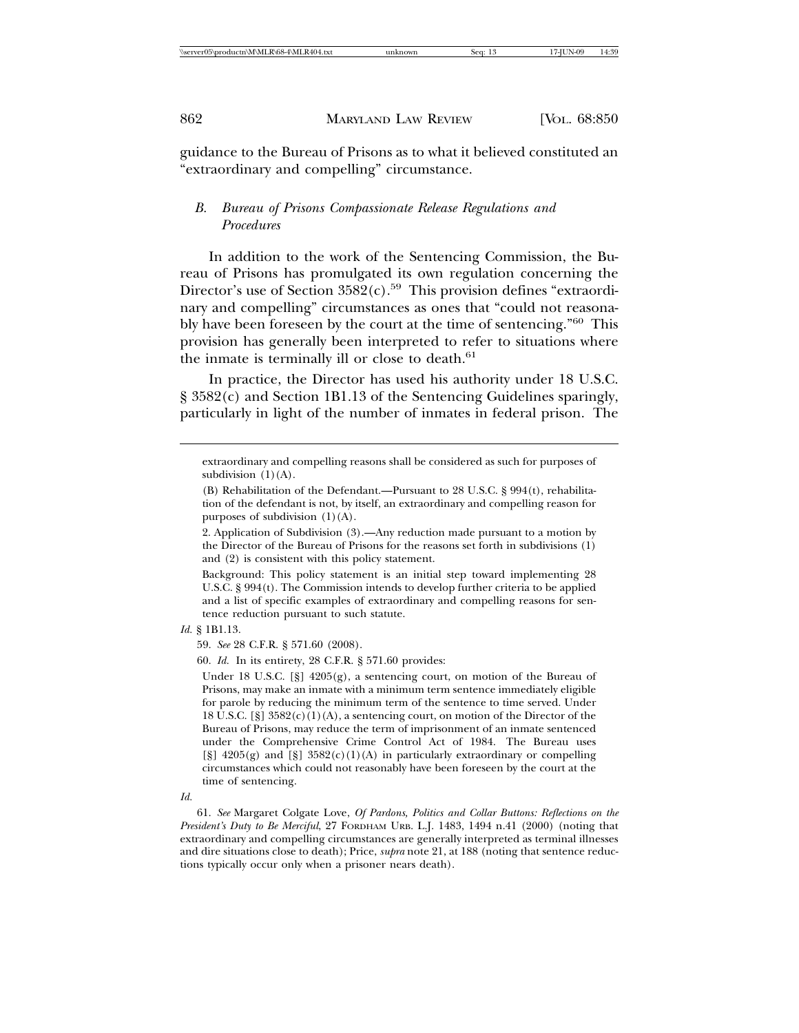guidance to the Bureau of Prisons as to what it believed constituted an "extraordinary and compelling" circumstance.

### B. *Bureau of Prisons Compassionate Release Regulations and Procedures*

In addition to the work of the Sentencing Commission, the Bureau of Prisons has promulgated its own regulation concerning the Director's use of Section 3582(c).[59] This provision defines "extraordinary and compelling" circumstances as ones that "could not reasonably have been foreseen by the court at the time of sentencing."[60] This provision has generally been interpreted to refer to situations where the inmate is terminally ill or close to death.[61]

In practice, the Director has used his authority under 18 U.S.C. § 3582(c) and Section 1B1.13 of the Sentencing Guidelines sparingly, particularly in light of the number of inmates in federal prison. The

---

extraordinary and compelling reasons shall be considered as such for purposes of subdivision (1)(A).

(B) Rehabilitation of the Defendant.—Pursuant to 28 U.S.C. § 994(t), rehabilitation of the defendant is not, by itself, an extraordinary and compelling reason for purposes of subdivision (1)(A).

2. Application of Subdivision (3).—Any reduction made pursuant to a motion by the Director of the Bureau of Prisons for the reasons set forth in subdivisions (1) and (2) is consistent with this policy statement.

Background: This policy statement is an initial step toward implementing 28 U.S.C. § 994(t). The Commission intends to develop further criteria to be applied and a list of specific examples of extraordinary and compelling reasons for sentence reduction pursuant to such statute.

*Id.* § 1B1.13.

59. *See* 28 C.F.R. § 571.60 (2008).

60. *Id.* In its entirety, 28 C.F.R. § 571.60 provides:

Under 18 U.S.C. [§] 4205(g), a sentencing court, on motion of the Bureau of Prisons, may make an inmate with a minimum term sentence immediately eligible for parole by reducing the minimum term of the sentence to time served. Under 18 U.S.C. [§] 3582(c)(1)(A), a sentencing court, on motion of the Director of the Bureau of Prisons, may reduce the term of imprisonment of an inmate sentenced under the Comprehensive Crime Control Act of 1984. The Bureau uses [§] 4205(g) and [§] 3582(c)(1)(A) in particularly extraordinary or compelling circumstances which could not reasonably have been foreseen by the court at the time of sentencing.

*Id.*

61. *See* Margaret Colgate Love, *Of Pardons, Politics and Collar Buttons: Reflections on the President's Duty to Be Merciful*, 27 FORDHAM URB. L.J. 1483, 1494 n.41 (2000) (noting that extraordinary and compelling circumstances are generally interpreted as terminal illnesses and dire situations close to death); Price, *supra* note 21, at 188 (noting that sentence reductions typically occur only when a prisoner nears death).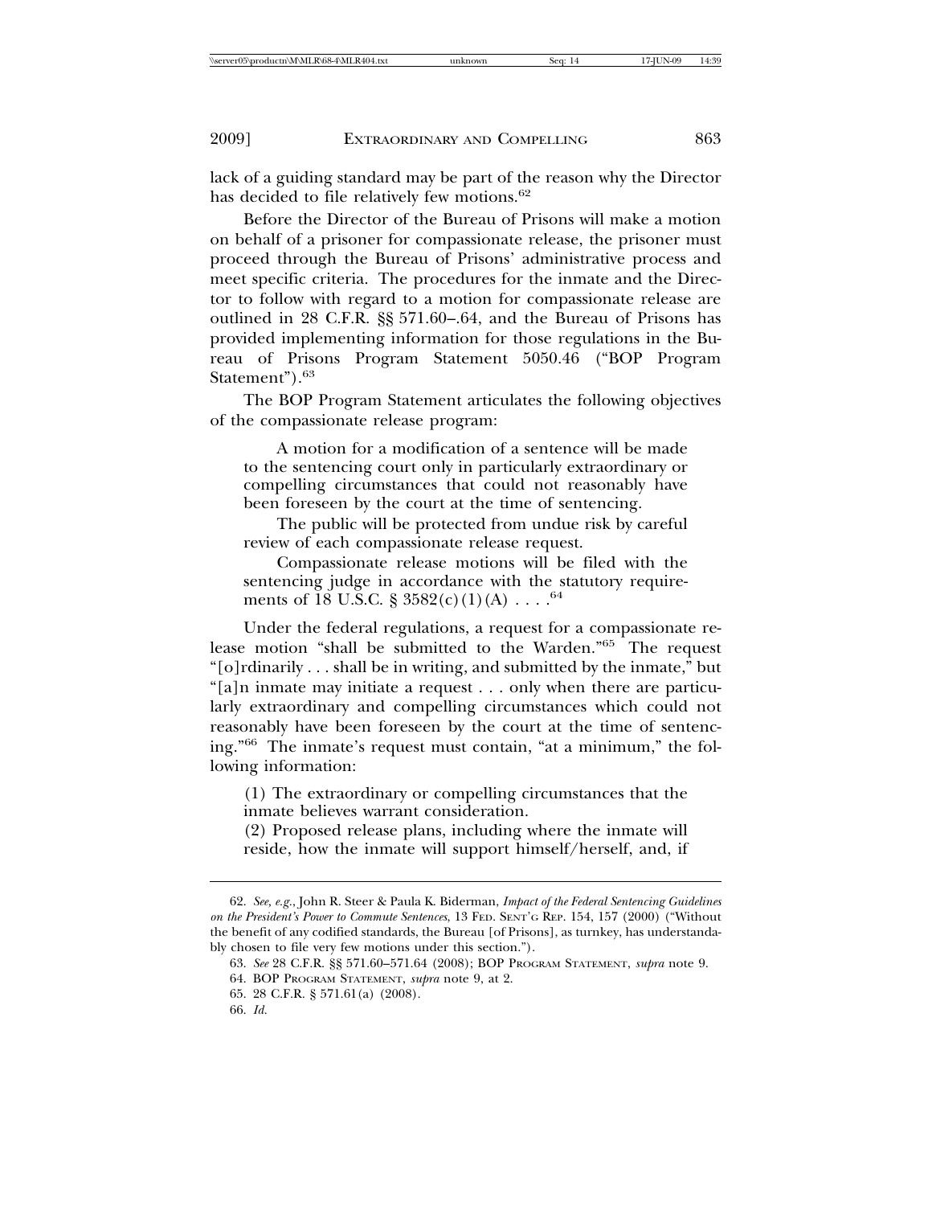lack of a guiding standard may be part of the reason why the Director has decided to file relatively few motions.[62]

Before the Director of the Bureau of Prisons will make a motion on behalf of a prisoner for compassionate release, the prisoner must proceed through the Bureau of Prisons' administrative process and meet specific criteria. The procedures for the inmate and the Director to follow with regard to a motion for compassionate release are outlined in 28 C.F.R. §§ 571.60–.64, and the Bureau of Prisons has provided implementing information for those regulations in the Bureau of Prisons Program Statement 5050.46 ("BOP Program Statement").[63]

The BOP Program Statement articulates the following objectives of the compassionate release program:

> A motion for a modification of a sentence will be made to the sentencing court only in particularly extraordinary or compelling circumstances that could not reasonably have been foreseen by the court at the time of sentencing.
>
> The public will be protected from undue risk by careful review of each compassionate release request.
>
> Compassionate release motions will be filed with the sentencing judge in accordance with the statutory requirements of 18 U.S.C. § 3582(c)(1)(A) . . . .[64]

Under the federal regulations, a request for a compassionate release motion "shall be submitted to the Warden."[65] The request "[o]rdinarily . . . shall be in writing, and submitted by the inmate," but "[a]n inmate may initiate a request . . . only when there are particularly extraordinary and compelling circumstances which could not reasonably have been foreseen by the court at the time of sentencing."[66] The inmate's request must contain, "at a minimum," the following information:

> (1) The extraordinary or compelling circumstances that the inmate believes warrant consideration.
>
> (2) Proposed release plans, including where the inmate will reside, how the inmate will support himself/herself, and, if

---

62. *See, e.g.*, John R. Steer & Paula K. Biderman, *Impact of the Federal Sentencing Guidelines on the President's Power to Commute Sentences*, 13 FED. SENT'G REP. 154, 157 (2000) ("Without the benefit of any codified standards, the Bureau [of Prisons], as turnkey, has understandably chosen to file very few motions under this section.").

63. *See* 28 C.F.R. §§ 571.60–571.64 (2008); BOP PROGRAM STATEMENT, *supra* note 9.

64. BOP PROGRAM STATEMENT, *supra* note 9, at 2.

65. 28 C.F.R. § 571.61(a) (2008).

66. *Id.*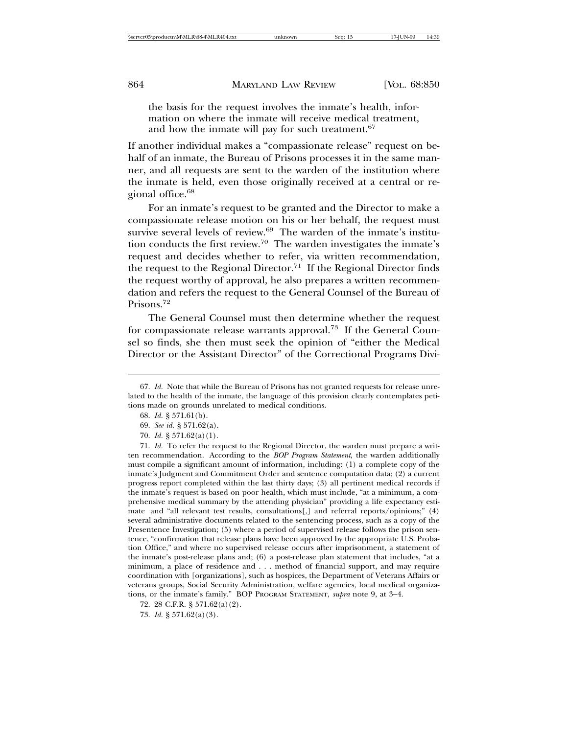the basis for the request involves the inmate's health, information on where the inmate will receive medical treatment, and how the inmate will pay for such treatment.[67]

If another individual makes a "compassionate release" request on behalf of an inmate, the Bureau of Prisons processes it in the same manner, and all requests are sent to the warden of the institution where the inmate is held, even those originally received at a central or regional office.[68]

For an inmate's request to be granted and the Director to make a compassionate release motion on his or her behalf, the request must survive several levels of review.[69] The warden of the inmate's institution conducts the first review.[70] The warden investigates the inmate's request and decides whether to refer, via written recommendation, the request to the Regional Director.[71] If the Regional Director finds the request worthy of approval, he also prepares a written recommendation and refers the request to the General Counsel of the Bureau of Prisons.[72]

The General Counsel must then determine whether the request for compassionate release warrants approval.[73] If the General Counsel so finds, she then must seek the opinion of "either the Medical Director or the Assistant Director" of the Correctional Programs Divi-

---

67. *Id.* Note that while the Bureau of Prisons has not granted requests for release unrelated to the health of the inmate, the language of this provision clearly contemplates petitions made on grounds unrelated to medical conditions.

68. *Id.* § 571.61(b).

69. *See id.* § 571.62(a).

70. *Id.* § 571.62(a)(1).

71. *Id.* To refer the request to the Regional Director, the warden must prepare a written recommendation. According to the *BOP Program Statement*, the warden additionally must compile a significant amount of information, including: (1) a complete copy of the inmate's Judgment and Commitment Order and sentence computation data; (2) a current progress report completed within the last thirty days; (3) all pertinent medical records if the inmate's request is based on poor health, which must include, "at a minimum, a comprehensive medical summary by the attending physician" providing a life expectancy estimate and "all relevant test results, consultations[,] and referral reports/opinions;" (4) several administrative documents related to the sentencing process, such as a copy of the Presentence Investigation; (5) where a period of supervised release follows the prison sentence, "confirmation that release plans have been approved by the appropriate U.S. Probation Office," and where no supervised release occurs after imprisonment, a statement of the inmate's post-release plans and; (6) a post-release plan statement that includes, "at a minimum, a place of residence and . . . method of financial support, and may require coordination with [organizations], such as hospices, the Department of Veterans Affairs or veterans groups, Social Security Administration, welfare agencies, local medical organizations, or the inmate's family." BOP PROGRAM STATEMENT, *supra* note 9, at 3–4.

72. 28 C.F.R. § 571.62(a)(2).

73. *Id.* § 571.62(a)(3).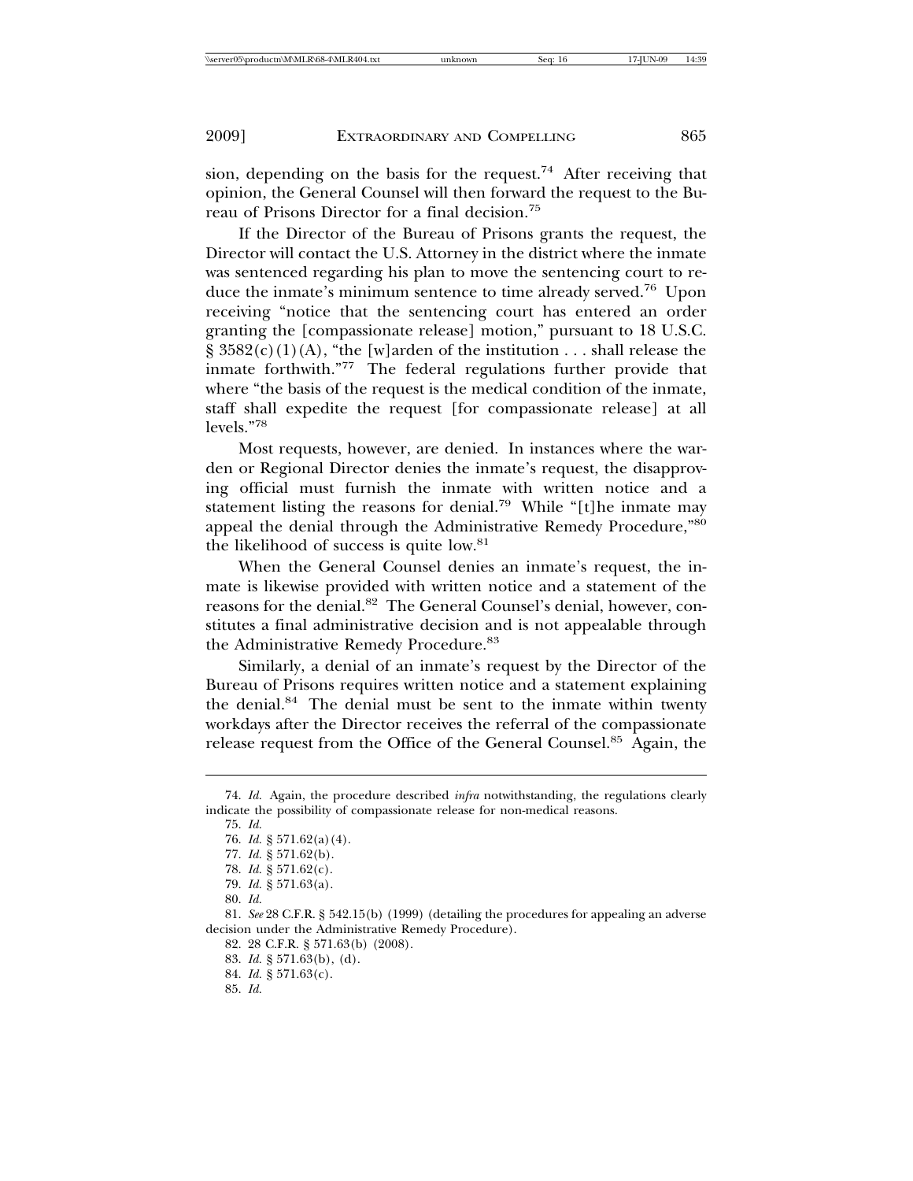sion, depending on the basis for the request.[74] After receiving that opinion, the General Counsel will then forward the request to the Bureau of Prisons Director for a final decision.[75]

If the Director of the Bureau of Prisons grants the request, the Director will contact the U.S. Attorney in the district where the inmate was sentenced regarding his plan to move the sentencing court to reduce the inmate's minimum sentence to time already served.[76] Upon receiving "notice that the sentencing court has entered an order granting the [compassionate release] motion," pursuant to 18 U.S.C. § 3582(c)(1)(A), "the [w]arden of the institution . . . shall release the inmate forthwith."[77] The federal regulations further provide that where "the basis of the request is the medical condition of the inmate, staff shall expedite the request [for compassionate release] at all levels."[78]

Most requests, however, are denied. In instances where the warden or Regional Director denies the inmate's request, the disapproving official must furnish the inmate with written notice and a statement listing the reasons for denial.[79] While "[t]he inmate may appeal the denial through the Administrative Remedy Procedure,"[80] the likelihood of success is quite low.[81]

When the General Counsel denies an inmate's request, the inmate is likewise provided with written notice and a statement of the reasons for the denial.[82] The General Counsel's denial, however, constitutes a final administrative decision and is not appealable through the Administrative Remedy Procedure.[83]

Similarly, a denial of an inmate's request by the Director of the Bureau of Prisons requires written notice and a statement explaining the denial.[84] The denial must be sent to the inmate within twenty workdays after the Director receives the referral of the compassionate release request from the Office of the General Counsel.[85] Again, the

---

74. *Id.* Again, the procedure described *infra* notwithstanding, the regulations clearly indicate the possibility of compassionate release for non-medical reasons.

75. *Id.*

76. *Id.* § 571.62(a)(4).

77. *Id.* § 571.62(b).

78. *Id.* § 571.62(c).

79. *Id.* § 571.63(a).

80. *Id.*

81. *See* 28 C.F.R. § 542.15(b) (1999) (detailing the procedures for appealing an adverse decision under the Administrative Remedy Procedure).

82. 28 C.F.R. § 571.63(b) (2008).

83. *Id.* § 571.63(b), (d).

84. *Id.* § 571.63(c).

85. *Id.*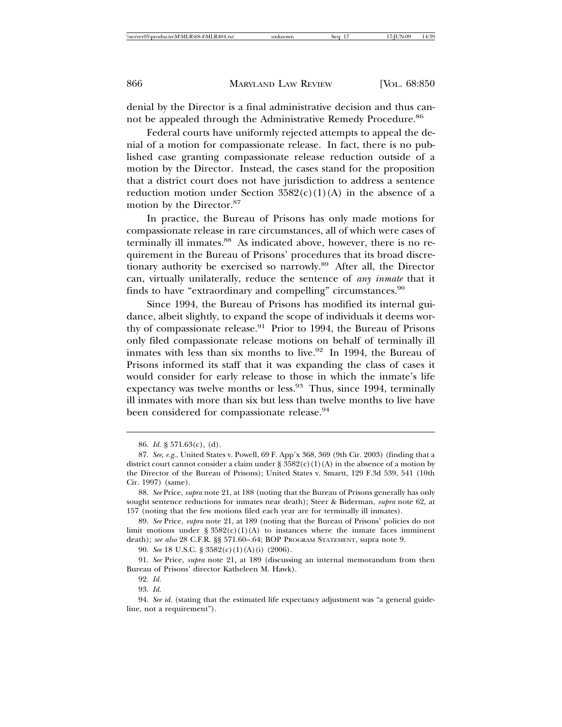denial by the Director is a final administrative decision and thus cannot be appealed through the Administrative Remedy Procedure.[86]

Federal courts have uniformly rejected attempts to appeal the denial of a motion for compassionate release. In fact, there is no published case granting compassionate release reduction outside of a motion by the Director. Instead, the cases stand for the proposition that a district court does not have jurisdiction to address a sentence reduction motion under Section 3582(c)(1)(A) in the absence of a motion by the Director.[87]

In practice, the Bureau of Prisons has only made motions for compassionate release in rare circumstances, all of which were cases of terminally ill inmates.[88] As indicated above, however, there is no requirement in the Bureau of Prisons' procedures that its broad discretionary authority be exercised so narrowly.[89] After all, the Director can, virtually unilaterally, reduce the sentence of *any inmate* that it finds to have "extraordinary and compelling" circumstances.[90]

Since 1994, the Bureau of Prisons has modified its internal guidance, albeit slightly, to expand the scope of individuals it deems worthy of compassionate release.[91] Prior to 1994, the Bureau of Prisons only filed compassionate release motions on behalf of terminally ill inmates with less than six months to live.[92] In 1994, the Bureau of Prisons informed its staff that it was expanding the class of cases it would consider for early release to those in which the inmate's life expectancy was twelve months or less.[93] Thus, since 1994, terminally ill inmates with more than six but less than twelve months to live have been considered for compassionate release.[94]

---

86. *Id.* § 571.63(c), (d).

87. *See, e.g.*, United States v. Powell, 69 F. App'x 368, 369 (9th Cir. 2003) (finding that a district court cannot consider a claim under § 3582(c)(1)(A) in the absence of a motion by the Director of the Bureau of Prisons); United States v. Smartt, 129 F.3d 539, 541 (10th Cir. 1997) (same).

88. *See* Price, *supra* note 21, at 188 (noting that the Bureau of Prisons generally has only sought sentence reductions for inmates near death); Steer & Biderman, *supra* note 62, at 157 (noting that the few motions filed each year are for terminally ill inmates).

89. *See* Price, *supra* note 21, at 189 (noting that the Bureau of Prisons' policies do not limit motions under § 3582(c)(1)(A) to instances where the inmate faces imminent death); *see also* 28 C.F.R. §§ 571.60–.64; BOP PROGRAM STATEMENT, supra note 9.

90. *See* 18 U.S.C. § 3582(c)(1)(A)(i) (2006).

91. *See* Price, *supra* note 21, at 189 (discussing an internal memorandum from then Bureau of Prisons' director Katheleen M. Hawk).

92. *Id.*

93. *Id.*

94. *See id.* (stating that the estimated life expectancy adjustment was "a general guideline, not a requirement").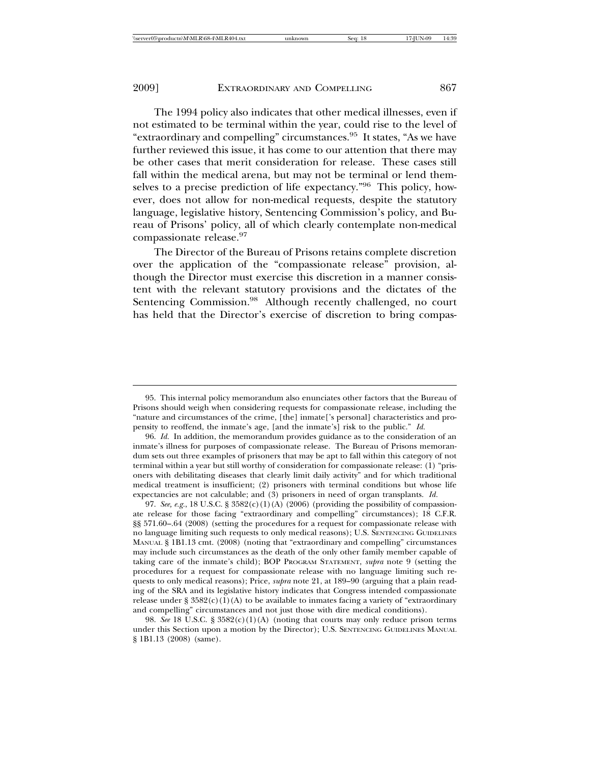The 1994 policy also indicates that other medical illnesses, even if not estimated to be terminal within the year, could rise to the level of "extraordinary and compelling" circumstances.[95] It states, "As we have further reviewed this issue, it has come to our attention that there may be other cases that merit consideration for release. These cases still fall within the medical arena, but may not be terminal or lend themselves to a precise prediction of life expectancy."[96] This policy, however, does not allow for non-medical requests, despite the statutory language, legislative history, Sentencing Commission's policy, and Bureau of Prisons' policy, all of which clearly contemplate non-medical compassionate release.[97]

The Director of the Bureau of Prisons retains complete discretion over the application of the "compassionate release" provision, although the Director must exercise this discretion in a manner consistent with the relevant statutory provisions and the dictates of the Sentencing Commission.[98] Although recently challenged, no court has held that the Director's exercise of discretion to bring compas-

---

95. This internal policy memorandum also enunciates other factors that the Bureau of Prisons should weigh when considering requests for compassionate release, including the "nature and circumstances of the crime, [the] inmate['s personal] characteristics and propensity to reoffend, the inmate's age, [and the inmate's] risk to the public." *Id.*

96. *Id.* In addition, the memorandum provides guidance as to the consideration of an inmate's illness for purposes of compassionate release. The Bureau of Prisons memorandum sets out three examples of prisoners that may be apt to fall within this category of not terminal within a year but still worthy of consideration for compassionate release: (1) "prisoners with debilitating diseases that clearly limit daily activity" and for which traditional medical treatment is insufficient; (2) prisoners with terminal conditions but whose life expectancies are not calculable; and (3) prisoners in need of organ transplants. *Id.*

97. *See, e.g.*, 18 U.S.C. § 3582(c)(1)(A) (2006) (providing the possibility of compassionate release for those facing "extraordinary and compelling" circumstances); 18 C.F.R. §§ 571.60–.64 (2008) (setting the procedures for a request for compassionate release with no language limiting such requests to only medical reasons); U.S. SENTENCING GUIDELINES MANUAL § 1B1.13 cmt. (2008) (noting that "extraordinary and compelling" circumstances may include such circumstances as the death of the only other family member capable of taking care of the inmate's child); BOP PROGRAM STATEMENT, *supra* note 9 (setting the procedures for a request for compassionate release with no language limiting such requests to only medical reasons); Price, *supra* note 21, at 189–90 (arguing that a plain reading of the SRA and its legislative history indicates that Congress intended compassionate release under § 3582(c)(1)(A) to be available to inmates facing a variety of "extraordinary and compelling" circumstances and not just those with dire medical conditions).

98. *See* 18 U.S.C. § 3582(c)(1)(A) (noting that courts may only reduce prison terms under this Section upon a motion by the Director); U.S. SENTENCING GUIDELINES MANUAL § 1B1.13 (2008) (same).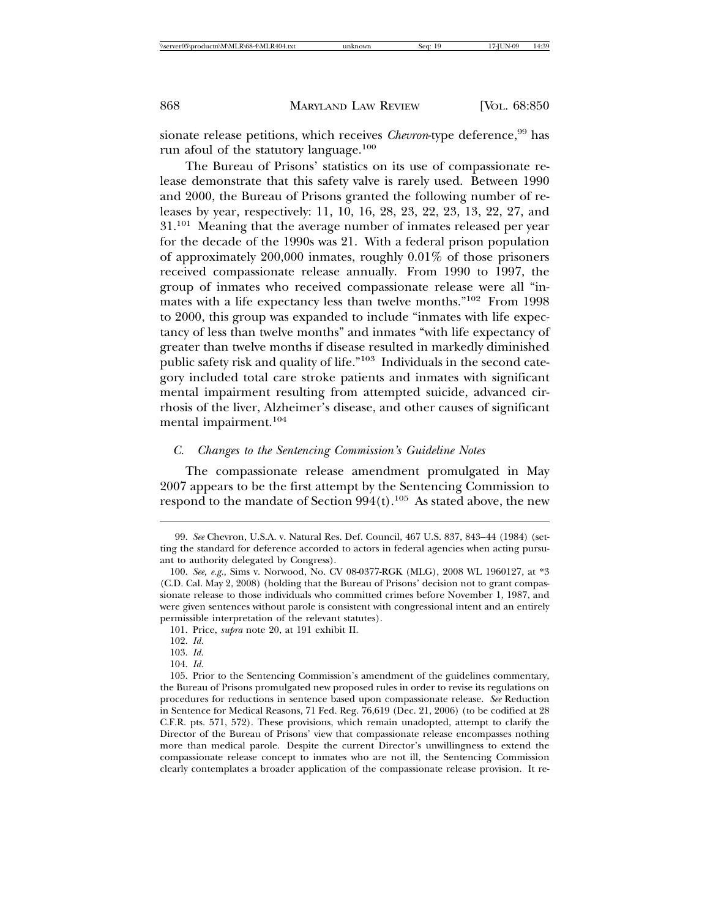sionate release petitions, which receives *Chevron*-type deference,[99] has run afoul of the statutory language.[100]

The Bureau of Prisons' statistics on its use of compassionate release demonstrate that this safety valve is rarely used. Between 1990 and 2000, the Bureau of Prisons granted the following number of releases by year, respectively: 11, 10, 16, 28, 23, 22, 23, 13, 22, 27, and 31.[101] Meaning that the average number of inmates released per year for the decade of the 1990s was 21. With a federal prison population of approximately 200,000 inmates, roughly 0.01% of those prisoners received compassionate release annually. From 1990 to 1997, the group of inmates who received compassionate release were all "inmates with a life expectancy less than twelve months."[102] From 1998 to 2000, this group was expanded to include "inmates with life expectancy of less than twelve months" and inmates "with life expectancy of greater than twelve months if disease resulted in markedly diminished public safety risk and quality of life."[103] Individuals in the second category included total care stroke patients and inmates with significant mental impairment resulting from attempted suicide, advanced cirrhosis of the liver, Alzheimer's disease, and other causes of significant mental impairment.[104]

### *C. Changes to the Sentencing Commission's Guideline Notes*

The compassionate release amendment promulgated in May 2007 appears to be the first attempt by the Sentencing Commission to respond to the mandate of Section 994(t).[105] As stated above, the new

---

99. *See* Chevron, U.S.A. v. Natural Res. Def. Council, 467 U.S. 837, 843–44 (1984) (setting the standard for deference accorded to actors in federal agencies when acting pursuant to authority delegated by Congress).

100. *See, e.g.*, Sims v. Norwood, No. CV 08-0377-RGK (MLG), 2008 WL 1960127, at *3 (C.D. Cal. May 2, 2008) (holding that the Bureau of Prisons' decision not to grant compassionate release to those individuals who committed crimes before November 1, 1987, and were given sentences without parole is consistent with congressional intent and an entirely permissible interpretation of the relevant statutes).

101. Price, *supra* note 20, at 191 exhibit II.

102. *Id.*

103. *Id.*

104. *Id.*

105. Prior to the Sentencing Commission's amendment of the guidelines commentary, the Bureau of Prisons promulgated new proposed rules in order to revise its regulations on procedures for reductions in sentence based upon compassionate release. *See* Reduction in Sentence for Medical Reasons, 71 Fed. Reg. 76,619 (Dec. 21, 2006) (to be codified at 28 C.F.R. pts. 571, 572). These provisions, which remain unadopted, attempt to clarify the Director of the Bureau of Prisons' view that compassionate release encompasses nothing more than medical parole. Despite the current Director's unwillingness to extend the compassionate release concept to inmates who are not ill, the Sentencing Commission clearly contemplates a broader application of the compassionate release provision. It re-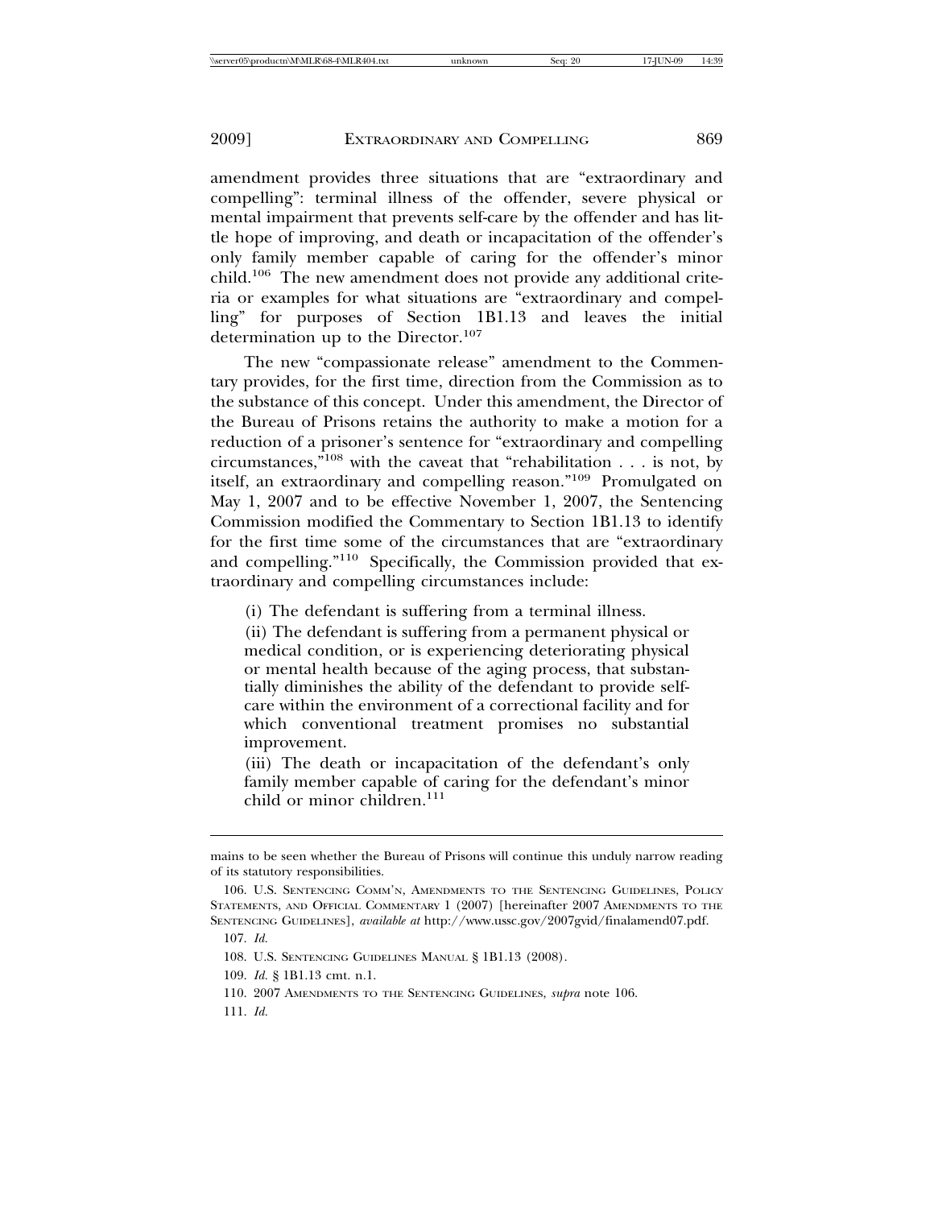amendment provides three situations that are "extraordinary and compelling": terminal illness of the offender, severe physical or mental impairment that prevents self-care by the offender and has little hope of improving, and death or incapacitation of the offender's only family member capable of caring for the offender's minor child.[106] The new amendment does not provide any additional criteria or examples for what situations are "extraordinary and compelling" for purposes of Section 1B1.13 and leaves the initial determination up to the Director.[107]

The new "compassionate release" amendment to the Commentary provides, for the first time, direction from the Commission as to the substance of this concept. Under this amendment, the Director of the Bureau of Prisons retains the authority to make a motion for a reduction of a prisoner's sentence for "extraordinary and compelling circumstances,"[108] with the caveat that "rehabilitation . . . is not, by itself, an extraordinary and compelling reason."[109] Promulgated on May 1, 2007 and to be effective November 1, 2007, the Sentencing Commission modified the Commentary to Section 1B1.13 to identify for the first time some of the circumstances that are "extraordinary and compelling."[110] Specifically, the Commission provided that extraordinary and compelling circumstances include:

> (i) The defendant is suffering from a terminal illness.
>
> (ii) The defendant is suffering from a permanent physical or medical condition, or is experiencing deteriorating physical or mental health because of the aging process, that substantially diminishes the ability of the defendant to provide self-care within the environment of a correctional facility and for which conventional treatment promises no substantial improvement.
>
> (iii) The death or incapacitation of the defendant's only family member capable of caring for the defendant's minor child or minor children.[111]

---

mains to be seen whether the Bureau of Prisons will continue this unduly narrow reading of its statutory responsibilities.

106. U.S. Sentencing Comm'n, Amendments to the Sentencing Guidelines, Policy Statements, and Official Commentary 1 (2007) [hereinafter 2007 Amendments to the Sentencing Guidelines], *available at* http://www.ussc.gov/2007gvid/finalamend07.pdf.

107. *Id.*

108. U.S. Sentencing Guidelines Manual § 1B1.13 (2008).

109. *Id.* § 1B1.13 cmt. n.1.

110. 2007 Amendments to the Sentencing Guidelines, *supra* note 106.

111. *Id.*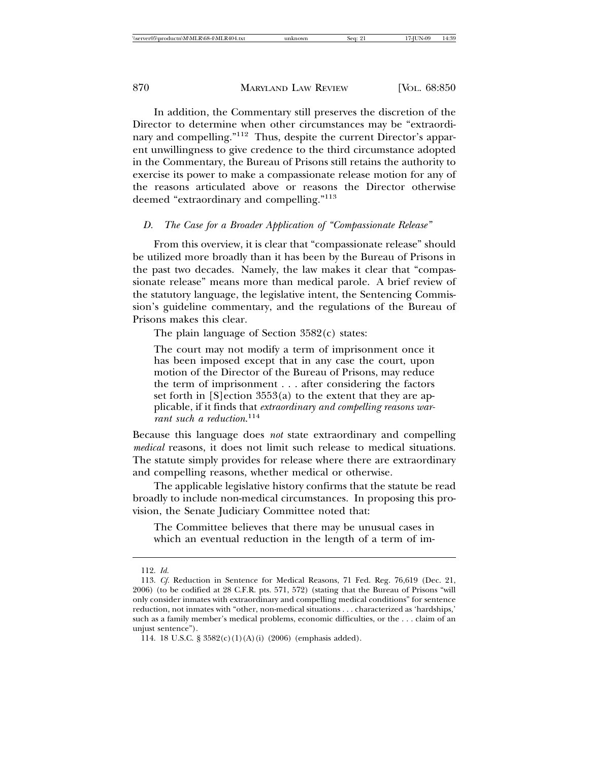In addition, the Commentary still preserves the discretion of the Director to determine when other circumstances may be "extraordinary and compelling."[112] Thus, despite the current Director's apparent unwillingness to give credence to the third circumstance adopted in the Commentary, the Bureau of Prisons still retains the authority to exercise its power to make a compassionate release motion for any of the reasons articulated above or reasons the Director otherwise deemed "extraordinary and compelling."[113]

### *D. The Case for a Broader Application of "Compassionate Release"*

From this overview, it is clear that "compassionate release" should be utilized more broadly than it has been by the Bureau of Prisons in the past two decades. Namely, the law makes it clear that "compassionate release" means more than medical parole. A brief review of the statutory language, the legislative intent, the Sentencing Commission's guideline commentary, and the regulations of the Bureau of Prisons makes this clear.

The plain language of Section 3582(c) states:

> The court may not modify a term of imprisonment once it has been imposed except that in any case the court, upon motion of the Director of the Bureau of Prisons, may reduce the term of imprisonment . . . after considering the factors set forth in [S]ection 3553(a) to the extent that they are applicable, if it finds that *extraordinary and compelling reasons warrant such a reduction*.[114]

Because this language does *not* state extraordinary and compelling *medical* reasons, it does not limit such release to medical situations. The statute simply provides for release where there are extraordinary and compelling reasons, whether medical or otherwise.

The applicable legislative history confirms that the statute be read broadly to include non-medical circumstances. In proposing this provision, the Senate Judiciary Committee noted that:

> The Committee believes that there may be unusual cases in which an eventual reduction in the length of a term of im-

---

112. *Id.*

113. *Cf.* Reduction in Sentence for Medical Reasons, 71 Fed. Reg. 76,619 (Dec. 21, 2006) (to be codified at 28 C.F.R. pts. 571, 572) (stating that the Bureau of Prisons "will only consider inmates with extraordinary and compelling medical conditions" for sentence reduction, not inmates with "other, non-medical situations . . . characterized as 'hardships,' such as a family member's medical problems, economic difficulties, or the . . . claim of an unjust sentence").

114. 18 U.S.C. § 3582(c)(1)(A)(i) (2006) (emphasis added).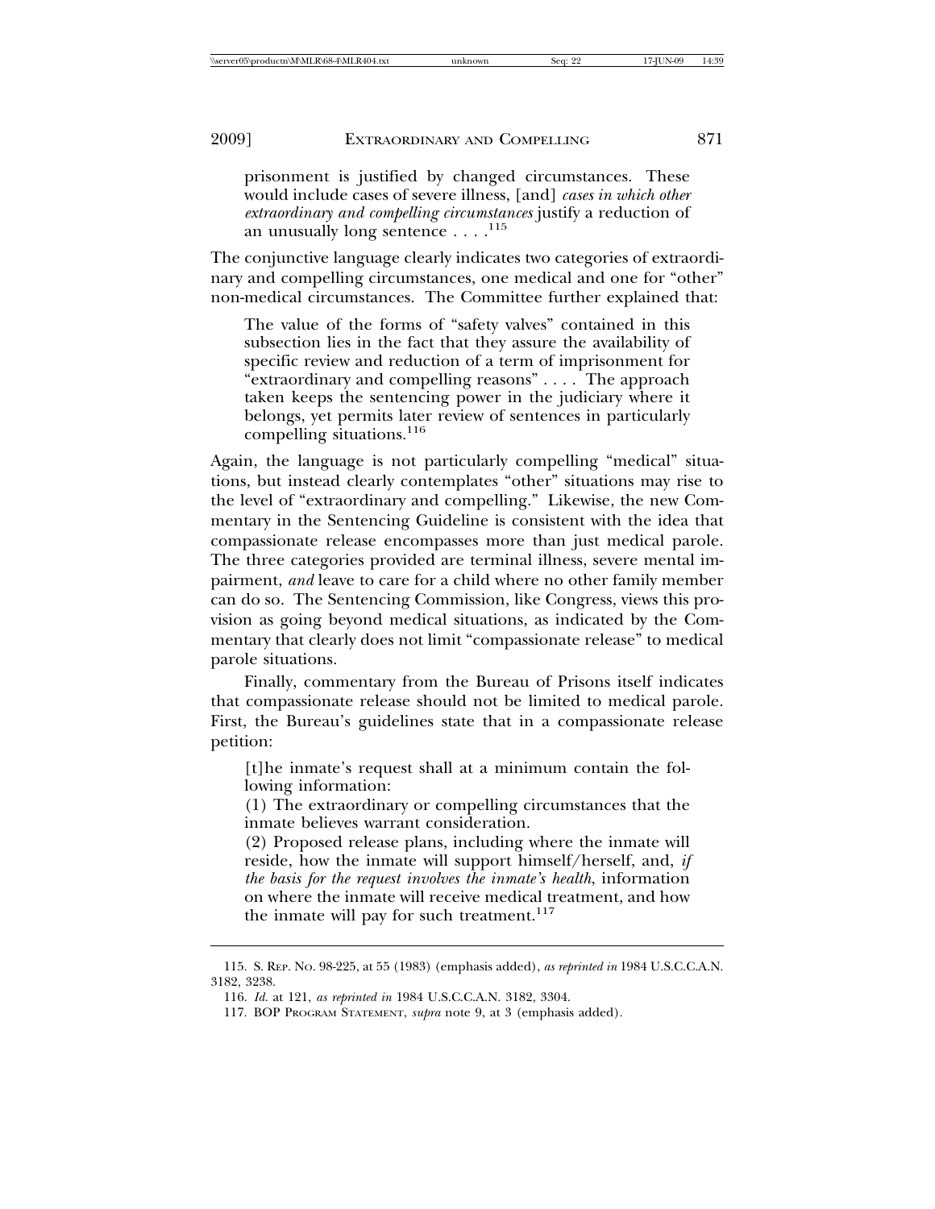> prisonment is justified by changed circumstances. These would include cases of severe illness, [and] *cases in which other extraordinary and compelling circumstances* justify a reduction of an unusually long sentence . . . .[115]

The conjunctive language clearly indicates two categories of extraordinary and compelling circumstances, one medical and one for "other" non-medical circumstances. The Committee further explained that:

> The value of the forms of "safety valves" contained in this subsection lies in the fact that they assure the availability of specific review and reduction of a term of imprisonment for "extraordinary and compelling reasons" . . . . The approach taken keeps the sentencing power in the judiciary where it belongs, yet permits later review of sentences in particularly compelling situations.[116]

Again, the language is not particularly compelling "medical" situations, but instead clearly contemplates "other" situations may rise to the level of "extraordinary and compelling." Likewise, the new Commentary in the Sentencing Guideline is consistent with the idea that compassionate release encompasses more than just medical parole. The three categories provided are terminal illness, severe mental impairment, *and* leave to care for a child where no other family member can do so. The Sentencing Commission, like Congress, views this provision as going beyond medical situations, as indicated by the Commentary that clearly does not limit "compassionate release" to medical parole situations.

Finally, commentary from the Bureau of Prisons itself indicates that compassionate release should not be limited to medical parole. First, the Bureau's guidelines state that in a compassionate release petition:

> [t]he inmate's request shall at a minimum contain the following information:
>
> (1) The extraordinary or compelling circumstances that the inmate believes warrant consideration.
>
> (2) Proposed release plans, including where the inmate will reside, how the inmate will support himself/herself, and, *if the basis for the request involves the inmate's health*, information on where the inmate will receive medical treatment, and how the inmate will pay for such treatment.[117]

---

115. S. Rep. No. 98-225, at 55 (1983) (emphasis added), *as reprinted in* 1984 U.S.C.C.A.N. 3182, 3238.

116. *Id.* at 121, *as reprinted in* 1984 U.S.C.C.A.N. 3182, 3304.

117. BOP Program Statement, *supra* note 9, at 3 (emphasis added).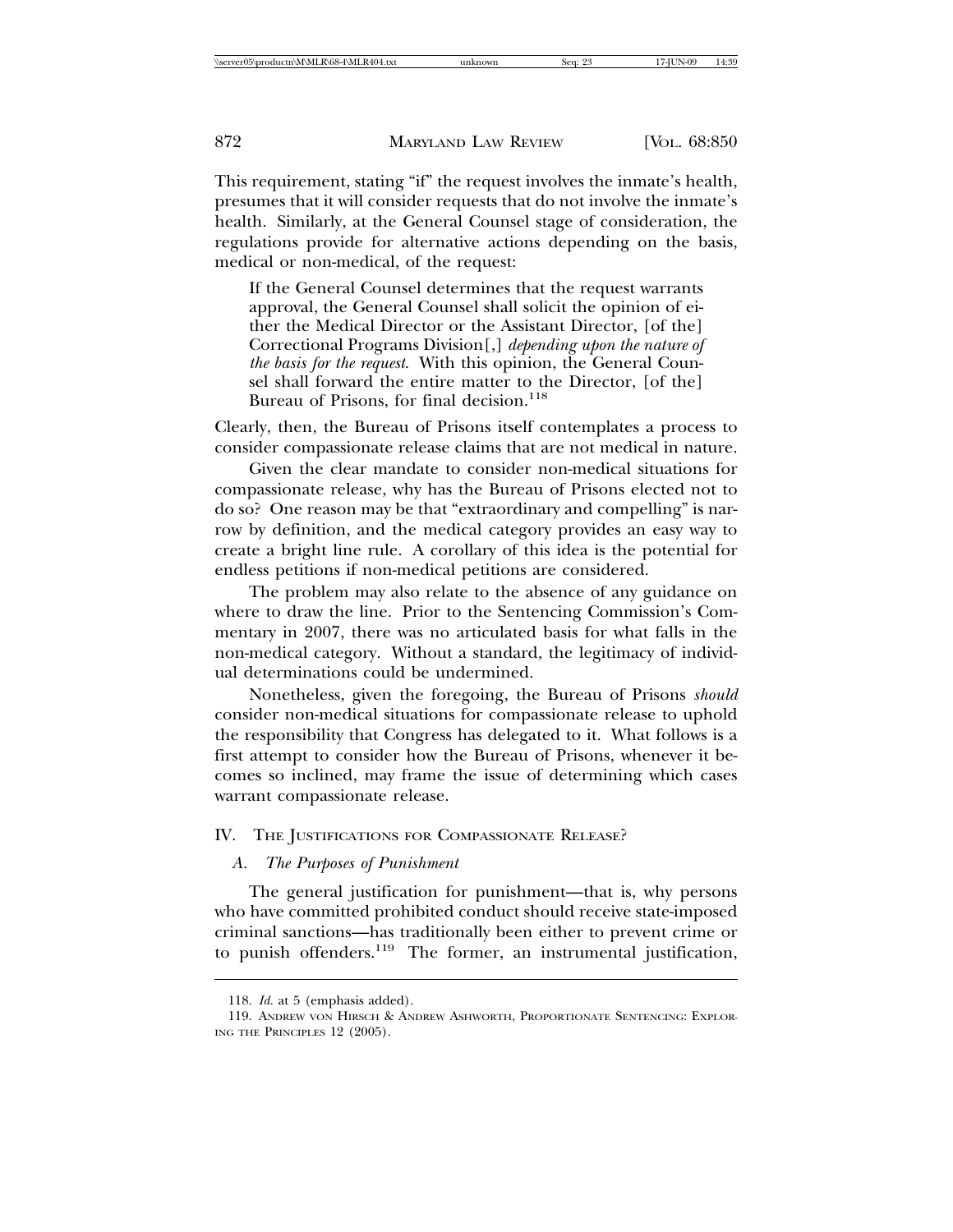This requirement, stating "if" the request involves the inmate's health, presumes that it will consider requests that do not involve the inmate's health. Similarly, at the General Counsel stage of consideration, the regulations provide for alternative actions depending on the basis, medical or non-medical, of the request:

> If the General Counsel determines that the request warrants approval, the General Counsel shall solicit the opinion of either the Medical Director or the Assistant Director, [of the] Correctional Programs Division[,] *depending upon the nature of the basis for the request*. With this opinion, the General Counsel shall forward the entire matter to the Director, [of the] Bureau of Prisons, for final decision.[118]

Clearly, then, the Bureau of Prisons itself contemplates a process to consider compassionate release claims that are not medical in nature.

Given the clear mandate to consider non-medical situations for compassionate release, why has the Bureau of Prisons elected not to do so? One reason may be that "extraordinary and compelling" is narrow by definition, and the medical category provides an easy way to create a bright line rule. A corollary of this idea is the potential for endless petitions if non-medical petitions are considered.

The problem may also relate to the absence of any guidance on where to draw the line. Prior to the Sentencing Commission's Commentary in 2007, there was no articulated basis for what falls in the non-medical category. Without a standard, the legitimacy of individual determinations could be undermined.

Nonetheless, given the foregoing, the Bureau of Prisons *should* consider non-medical situations for compassionate release to uphold the responsibility that Congress has delegated to it. What follows is a first attempt to consider how the Bureau of Prisons, whenever it becomes so inclined, may frame the issue of determining which cases warrant compassionate release.

## IV. The Justifications for Compassionate Release?

### A. *The Purposes of Punishment*

The general justification for punishment—that is, why persons who have committed prohibited conduct should receive state-imposed criminal sanctions—has traditionally been either to prevent crime or to punish offenders.[119] The former, an instrumental justification,

---

118. *Id.* at 5 (emphasis added).

119. Andrew von Hirsch & Andrew Ashworth, Proportionate Sentencing: Exploring the Principles 12 (2005).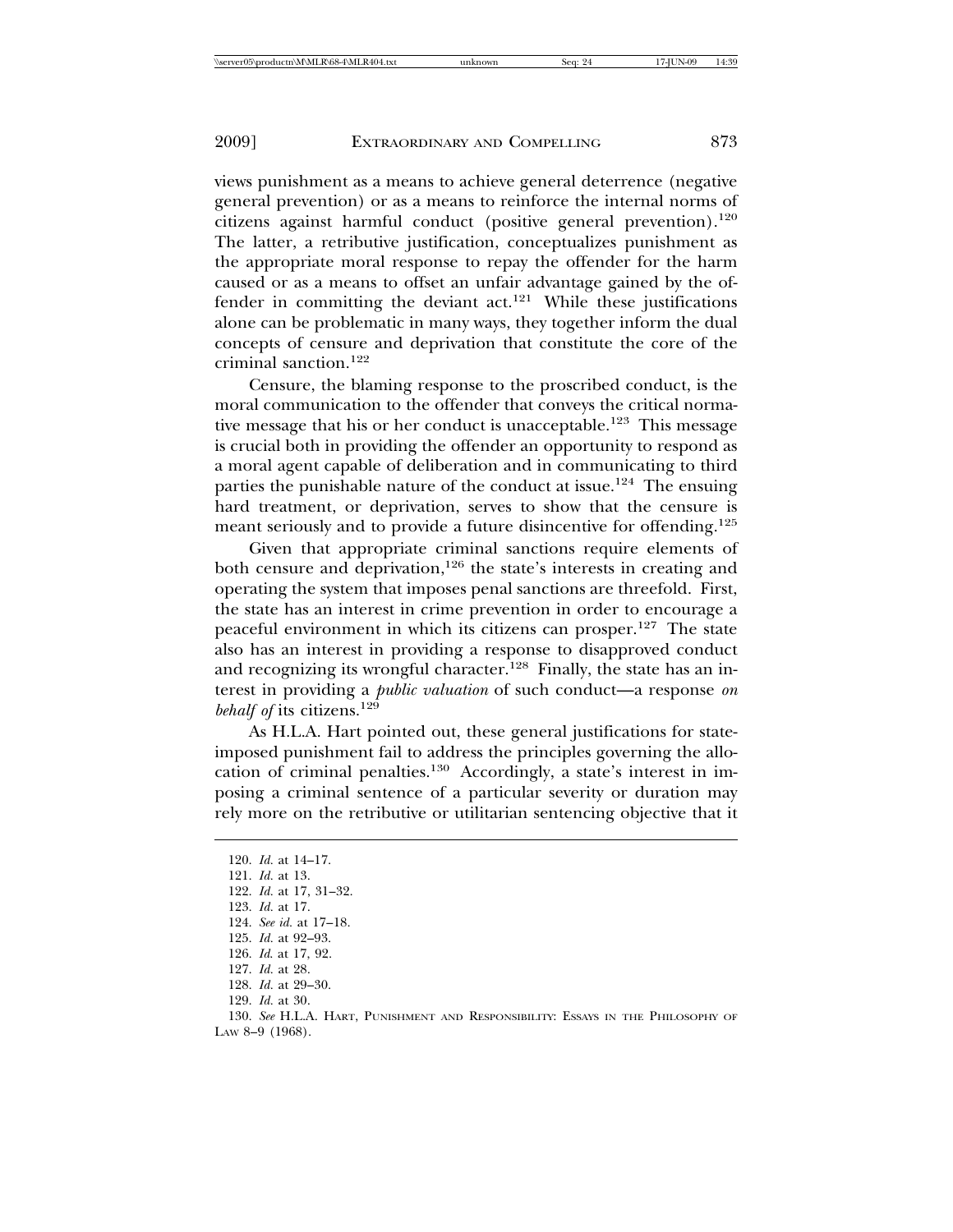views punishment as a means to achieve general deterrence (negative general prevention) or as a means to reinforce the internal norms of citizens against harmful conduct (positive general prevention).[120] The latter, a retributive justification, conceptualizes punishment as the appropriate moral response to repay the offender for the harm caused or as a means to offset an unfair advantage gained by the offender in committing the deviant act.[121] While these justifications alone can be problematic in many ways, they together inform the dual concepts of censure and deprivation that constitute the core of the criminal sanction.[122]

Censure, the blaming response to the proscribed conduct, is the moral communication to the offender that conveys the critical normative message that his or her conduct is unacceptable.[123] This message is crucial both in providing the offender an opportunity to respond as a moral agent capable of deliberation and in communicating to third parties the punishable nature of the conduct at issue.[124] The ensuing hard treatment, or deprivation, serves to show that the censure is meant seriously and to provide a future disincentive for offending.[125]

Given that appropriate criminal sanctions require elements of both censure and deprivation,[126] the state's interests in creating and operating the system that imposes penal sanctions are threefold. First, the state has an interest in crime prevention in order to encourage a peaceful environment in which its citizens can prosper.[127] The state also has an interest in providing a response to disapproved conduct and recognizing its wrongful character.[128] Finally, the state has an interest in providing a *public valuation* of such conduct—a response *on behalf of* its citizens.[129]

As H.L.A. Hart pointed out, these general justifications for state-imposed punishment fail to address the principles governing the allocation of criminal penalties.[130] Accordingly, a state's interest in imposing a criminal sentence of a particular severity or duration may rely more on the retributive or utilitarian sentencing objective that it

---

120. *Id.* at 14–17.
121. *Id.* at 13.
122. *Id.* at 17, 31–32.
123. *Id.* at 17.
124. *See id.* at 17–18.
125. *Id.* at 92–93.
126. *Id.* at 17, 92.
127. *Id.* at 28.
128. *Id.* at 29–30.
129. *Id.* at 30.
130. *See* H.L.A. HART, PUNISHMENT AND RESPONSIBILITY: ESSAYS IN THE PHILOSOPHY OF LAW 8–9 (1968).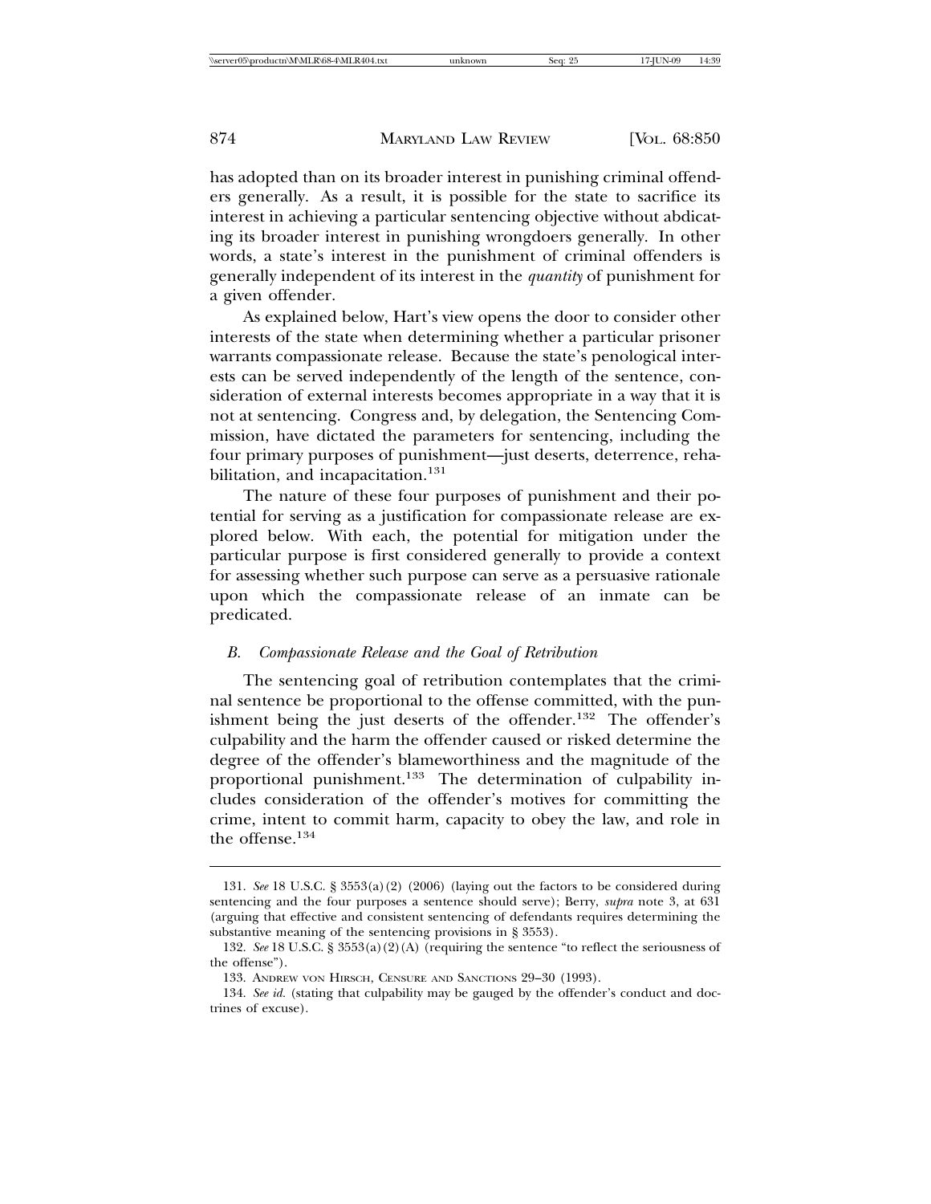has adopted than on its broader interest in punishing criminal offenders generally. As a result, it is possible for the state to sacrifice its interest in achieving a particular sentencing objective without abdicating its broader interest in punishing wrongdoers generally. In other words, a state's interest in the punishment of criminal offenders is generally independent of its interest in the *quantity* of punishment for a given offender.

As explained below, Hart's view opens the door to consider other interests of the state when determining whether a particular prisoner warrants compassionate release. Because the state's penological interests can be served independently of the length of the sentence, consideration of external interests becomes appropriate in a way that it is not at sentencing. Congress and, by delegation, the Sentencing Commission, have dictated the parameters for sentencing, including the four primary purposes of punishment—just deserts, deterrence, rehabilitation, and incapacitation.[131]

The nature of these four purposes of punishment and their potential for serving as a justification for compassionate release are explored below. With each, the potential for mitigation under the particular purpose is first considered generally to provide a context for assessing whether such purpose can serve as a persuasive rationale upon which the compassionate release of an inmate can be predicated.

### *B. Compassionate Release and the Goal of Retribution*

The sentencing goal of retribution contemplates that the criminal sentence be proportional to the offense committed, with the punishment being the just deserts of the offender.[132] The offender's culpability and the harm the offender caused or risked determine the degree of the offender's blameworthiness and the magnitude of the proportional punishment.[133] The determination of culpability includes consideration of the offender's motives for committing the crime, intent to commit harm, capacity to obey the law, and role in the offense.[134]

---

131. *See* 18 U.S.C. § 3553(a)(2) (2006) (laying out the factors to be considered during sentencing and the four purposes a sentence should serve); Berry, *supra* note 3, at 631 (arguing that effective and consistent sentencing of defendants requires determining the substantive meaning of the sentencing provisions in § 3553).

132. *See* 18 U.S.C. § 3553(a)(2)(A) (requiring the sentence "to reflect the seriousness of the offense").

133. ANDREW VON HIRSCH, CENSURE AND SANCTIONS 29–30 (1993).

134. *See id.* (stating that culpability may be gauged by the offender's conduct and doctrines of excuse).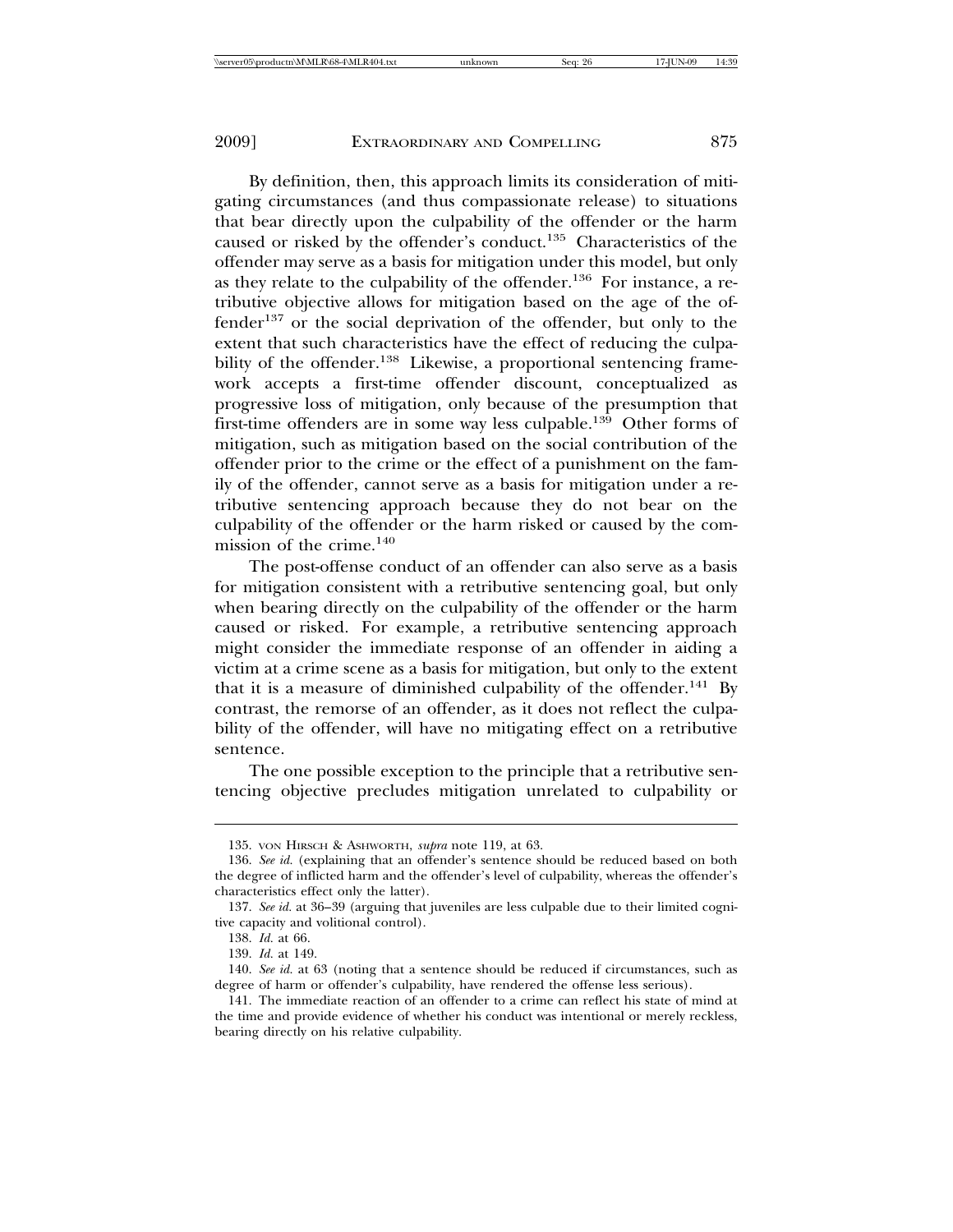By definition, then, this approach limits its consideration of mitigating circumstances (and thus compassionate release) to situations that bear directly upon the culpability of the offender or the harm caused or risked by the offender's conduct.[135] Characteristics of the offender may serve as a basis for mitigation under this model, but only as they relate to the culpability of the offender.[136] For instance, a retributive objective allows for mitigation based on the age of the offender[137] or the social deprivation of the offender, but only to the extent that such characteristics have the effect of reducing the culpability of the offender.[138] Likewise, a proportional sentencing framework accepts a first-time offender discount, conceptualized as progressive loss of mitigation, only because of the presumption that first-time offenders are in some way less culpable.[139] Other forms of mitigation, such as mitigation based on the social contribution of the offender prior to the crime or the effect of a punishment on the family of the offender, cannot serve as a basis for mitigation under a retributive sentencing approach because they do not bear on the culpability of the offender or the harm risked or caused by the commission of the crime.[140]

The post-offense conduct of an offender can also serve as a basis for mitigation consistent with a retributive sentencing goal, but only when bearing directly on the culpability of the offender or the harm caused or risked. For example, a retributive sentencing approach might consider the immediate response of an offender in aiding a victim at a crime scene as a basis for mitigation, but only to the extent that it is a measure of diminished culpability of the offender.[141] By contrast, the remorse of an offender, as it does not reflect the culpability of the offender, will have no mitigating effect on a retributive sentence.

The one possible exception to the principle that a retributive sentencing objective precludes mitigation unrelated to culpability or

---

135. von Hirsch & Ashworth, *supra* note 119, at 63.

136. *See id.* (explaining that an offender's sentence should be reduced based on both the degree of inflicted harm and the offender's level of culpability, whereas the offender's characteristics effect only the latter).

137. *See id.* at 36–39 (arguing that juveniles are less culpable due to their limited cognitive capacity and volitional control).

138. *Id.* at 66.

139. *Id.* at 149.

140. *See id.* at 63 (noting that a sentence should be reduced if circumstances, such as degree of harm or offender's culpability, have rendered the offense less serious).

141. The immediate reaction of an offender to a crime can reflect his state of mind at the time and provide evidence of whether his conduct was intentional or merely reckless, bearing directly on his relative culpability.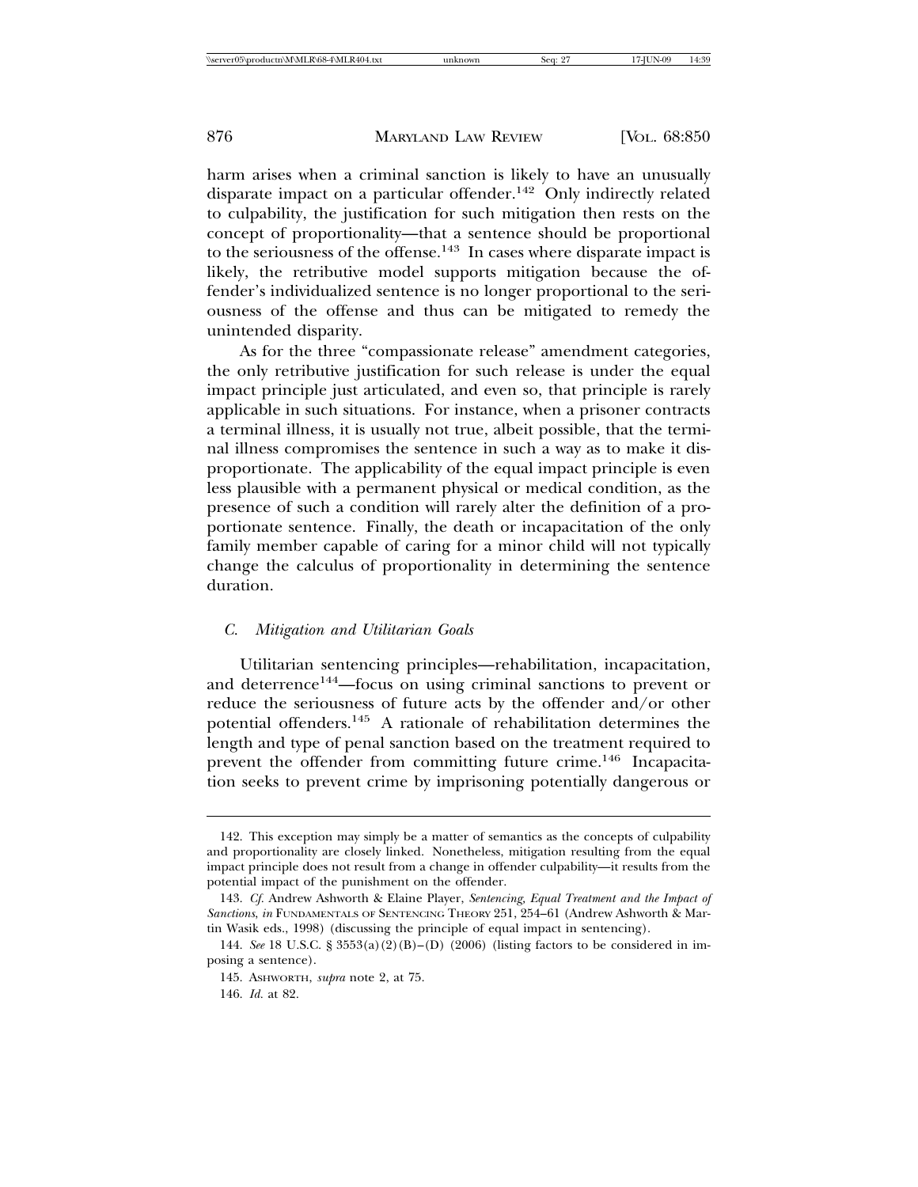harm arises when a criminal sanction is likely to have an unusually disparate impact on a particular offender.[142] Only indirectly related to culpability, the justification for such mitigation then rests on the concept of proportionality—that a sentence should be proportional to the seriousness of the offense.[143] In cases where disparate impact is likely, the retributive model supports mitigation because the offender's individualized sentence is no longer proportional to the seriousness of the offense and thus can be mitigated to remedy the unintended disparity.

As for the three "compassionate release" amendment categories, the only retributive justification for such release is under the equal impact principle just articulated, and even so, that principle is rarely applicable in such situations. For instance, when a prisoner contracts a terminal illness, it is usually not true, albeit possible, that the terminal illness compromises the sentence in such a way as to make it disproportionate. The applicability of the equal impact principle is even less plausible with a permanent physical or medical condition, as the presence of such a condition will rarely alter the definition of a proportionate sentence. Finally, the death or incapacitation of the only family member capable of caring for a minor child will not typically change the calculus of proportionality in determining the sentence duration.

### *C. Mitigation and Utilitarian Goals*

Utilitarian sentencing principles—rehabilitation, incapacitation, and deterrence[144]—focus on using criminal sanctions to prevent or reduce the seriousness of future acts by the offender and/or other potential offenders.[145] A rationale of rehabilitation determines the length and type of penal sanction based on the treatment required to prevent the offender from committing future crime.[146] Incapacitation seeks to prevent crime by imprisoning potentially dangerous or

---

142. This exception may simply be a matter of semantics as the concepts of culpability and proportionality are closely linked. Nonetheless, mitigation resulting from the equal impact principle does not result from a change in offender culpability—it results from the potential impact of the punishment on the offender.

143. *Cf.* Andrew Ashworth & Elaine Player, *Sentencing, Equal Treatment and the Impact of Sanctions*, *in* FUNDAMENTALS OF SENTENCING THEORY 251, 254–61 (Andrew Ashworth & Martin Wasik eds., 1998) (discussing the principle of equal impact in sentencing).

144. *See* 18 U.S.C. § 3553(a)(2)(B)–(D) (2006) (listing factors to be considered in imposing a sentence).

145. ASHWORTH, *supra* note 2, at 75.

146. *Id.* at 82.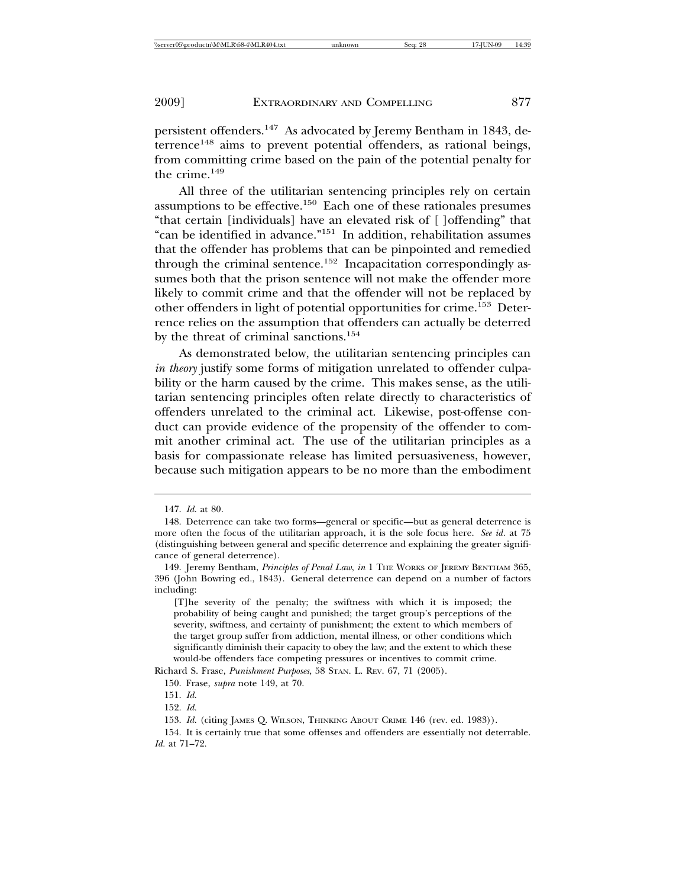persistent offenders.[147] As advocated by Jeremy Bentham in 1843, deterrence[148] aims to prevent potential offenders, as rational beings, from committing crime based on the pain of the potential penalty for the crime.[149]

All three of the utilitarian sentencing principles rely on certain assumptions to be effective.[150] Each one of these rationales presumes "that certain [individuals] have an elevated risk of [ ]offending" that "can be identified in advance."[151] In addition, rehabilitation assumes that the offender has problems that can be pinpointed and remedied through the criminal sentence.[152] Incapacitation correspondingly assumes both that the prison sentence will not make the offender more likely to commit crime and that the offender will not be replaced by other offenders in light of potential opportunities for crime.[153] Deterrence relies on the assumption that offenders can actually be deterred by the threat of criminal sanctions.[154]

As demonstrated below, the utilitarian sentencing principles can *in theory* justify some forms of mitigation unrelated to offender culpability or the harm caused by the crime. This makes sense, as the utilitarian sentencing principles often relate directly to characteristics of offenders unrelated to the criminal act. Likewise, post-offense conduct can provide evidence of the propensity of the offender to commit another criminal act. The use of the utilitarian principles as a basis for compassionate release has limited persuasiveness, however, because such mitigation appears to be no more than the embodiment

---

147. *Id.* at 80.

148. Deterrence can take two forms—general or specific—but as general deterrence is more often the focus of the utilitarian approach, it is the sole focus here. *See id.* at 75 (distinguishing between general and specific deterrence and explaining the greater significance of general deterrence).

149. Jeremy Bentham, *Principles of Penal Law*, *in* 1 THE WORKS OF JEREMY BENTHAM 365, 396 (John Bowring ed., 1843). General deterrence can depend on a number of factors including:

> [T]he severity of the penalty; the swiftness with which it is imposed; the probability of being caught and punished; the target group's perceptions of the severity, swiftness, and certainty of punishment; the extent to which members of the target group suffer from addiction, mental illness, or other conditions which significantly diminish their capacity to obey the law; and the extent to which these would-be offenders face competing pressures or incentives to commit crime.

Richard S. Frase, *Punishment Purposes*, 58 STAN. L. REV. 67, 71 (2005).

150. Frase, *supra* note 149, at 70.

151. *Id.*

152. *Id.*

153. *Id.* (citing JAMES Q. WILSON, THINKING ABOUT CRIME 146 (rev. ed. 1983)).

154. It is certainly true that some offenses and offenders are essentially not deterrable. *Id.* at 71–72.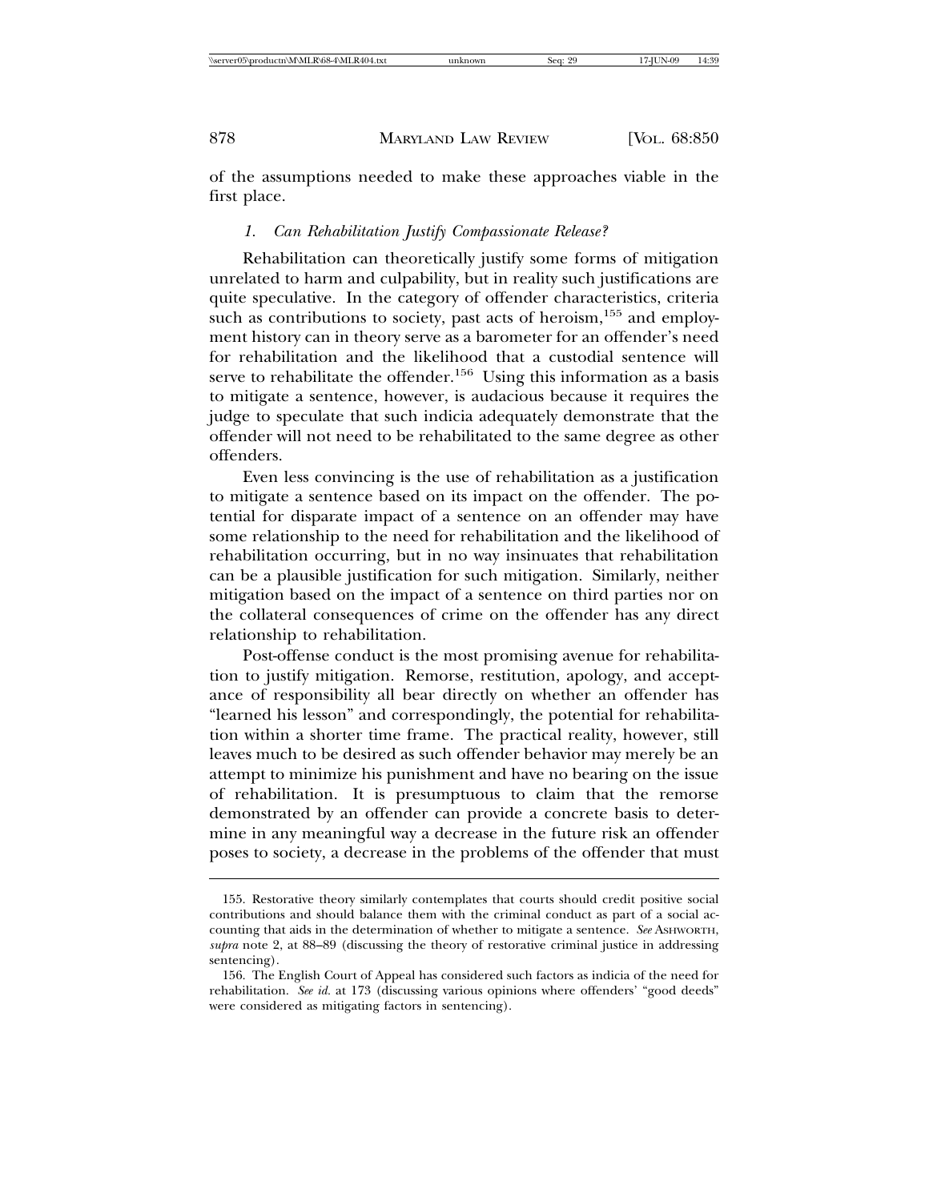of the assumptions needed to make these approaches viable in the first place.

### *1. Can Rehabilitation Justify Compassionate Release?*

Rehabilitation can theoretically justify some forms of mitigation unrelated to harm and culpability, but in reality such justifications are quite speculative. In the category of offender characteristics, criteria such as contributions to society, past acts of heroism,[155] and employment history can in theory serve as a barometer for an offender's need for rehabilitation and the likelihood that a custodial sentence will serve to rehabilitate the offender.[156] Using this information as a basis to mitigate a sentence, however, is audacious because it requires the judge to speculate that such indicia adequately demonstrate that the offender will not need to be rehabilitated to the same degree as other offenders.

Even less convincing is the use of rehabilitation as a justification to mitigate a sentence based on its impact on the offender. The potential for disparate impact of a sentence on an offender may have some relationship to the need for rehabilitation and the likelihood of rehabilitation occurring, but in no way insinuates that rehabilitation can be a plausible justification for such mitigation. Similarly, neither mitigation based on the impact of a sentence on third parties nor on the collateral consequences of crime on the offender has any direct relationship to rehabilitation.

Post-offense conduct is the most promising avenue for rehabilitation to justify mitigation. Remorse, restitution, apology, and acceptance of responsibility all bear directly on whether an offender has "learned his lesson" and correspondingly, the potential for rehabilitation within a shorter time frame. The practical reality, however, still leaves much to be desired as such offender behavior may merely be an attempt to minimize his punishment and have no bearing on the issue of rehabilitation. It is presumptuous to claim that the remorse demonstrated by an offender can provide a concrete basis to determine in any meaningful way a decrease in the future risk an offender poses to society, a decrease in the problems of the offender that must

---

155. Restorative theory similarly contemplates that courts should credit positive social contributions and should balance them with the criminal conduct as part of a social accounting that aids in the determination of whether to mitigate a sentence. *See* ASHWORTH, *supra* note 2, at 88–89 (discussing the theory of restorative criminal justice in addressing sentencing).

156. The English Court of Appeal has considered such factors as indicia of the need for rehabilitation. *See id.* at 173 (discussing various opinions where offenders' "good deeds" were considered as mitigating factors in sentencing).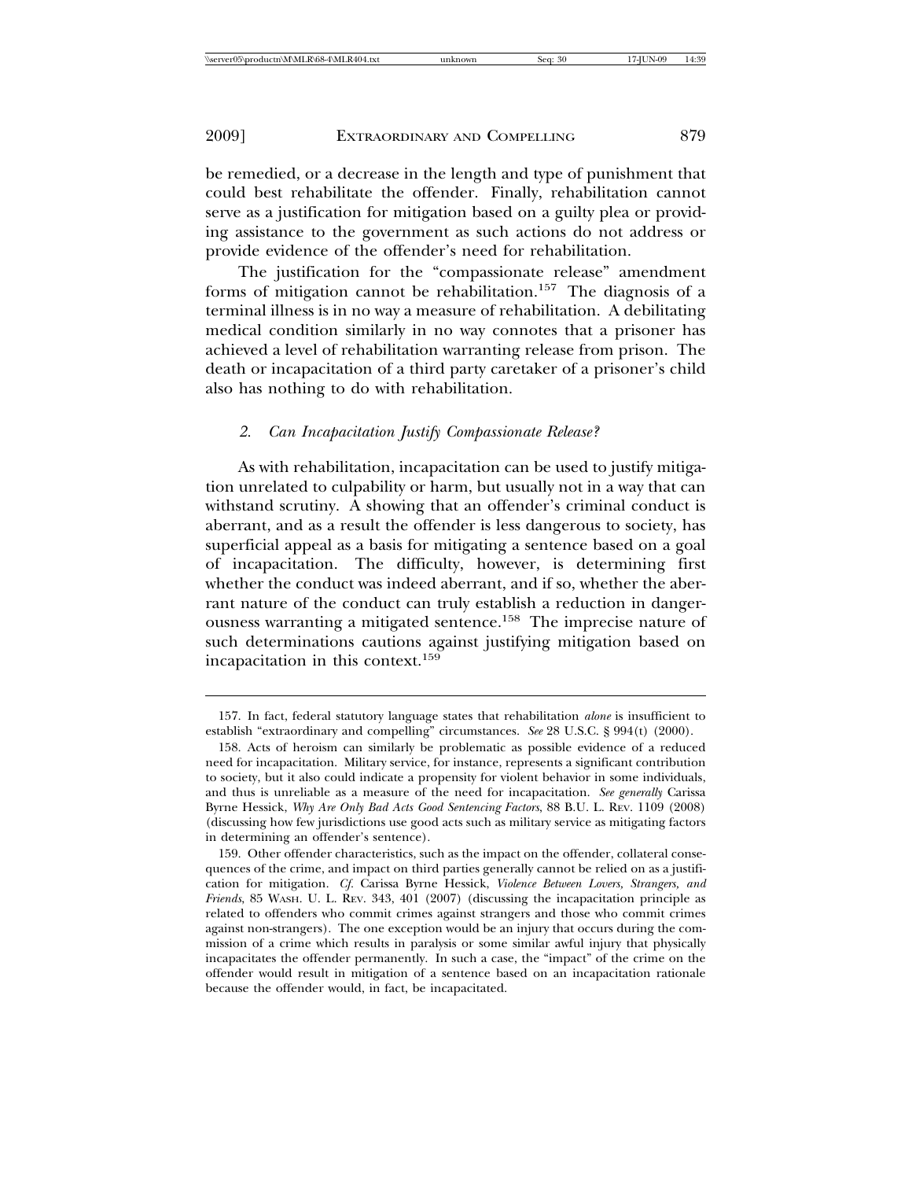be remedied, or a decrease in the length and type of punishment that could best rehabilitate the offender. Finally, rehabilitation cannot serve as a justification for mitigation based on a guilty plea or providing assistance to the government as such actions do not address or provide evidence of the offender's need for rehabilitation.

The justification for the "compassionate release" amendment forms of mitigation cannot be rehabilitation.[157] The diagnosis of a terminal illness is in no way a measure of rehabilitation. A debilitating medical condition similarly in no way connotes that a prisoner has achieved a level of rehabilitation warranting release from prison. The death or incapacitation of a third party caretaker of a prisoner's child also has nothing to do with rehabilitation.

### *2. Can Incapacitation Justify Compassionate Release?*

As with rehabilitation, incapacitation can be used to justify mitigation unrelated to culpability or harm, but usually not in a way that can withstand scrutiny. A showing that an offender's criminal conduct is aberrant, and as a result the offender is less dangerous to society, has superficial appeal as a basis for mitigating a sentence based on a goal of incapacitation. The difficulty, however, is determining first whether the conduct was indeed aberrant, and if so, whether the aberrant nature of the conduct can truly establish a reduction in dangerousness warranting a mitigated sentence.[158] The imprecise nature of such determinations cautions against justifying mitigation based on incapacitation in this context.[159]

---

157. In fact, federal statutory language states that rehabilitation *alone* is insufficient to establish "extraordinary and compelling" circumstances. *See* 28 U.S.C. § 994(t) (2000).

158. Acts of heroism can similarly be problematic as possible evidence of a reduced need for incapacitation. Military service, for instance, represents a significant contribution to society, but it also could indicate a propensity for violent behavior in some individuals, and thus is unreliable as a measure of the need for incapacitation. *See generally* Carissa Byrne Hessick, *Why Are Only Bad Acts Good Sentencing Factors*, 88 B.U. L. REV. 1109 (2008) (discussing how few jurisdictions use good acts such as military service as mitigating factors in determining an offender's sentence).

159. Other offender characteristics, such as the impact on the offender, collateral consequences of the crime, and impact on third parties generally cannot be relied on as a justification for mitigation. *Cf.* Carissa Byrne Hessick, *Violence Between Lovers, Strangers, and Friends*, 85 WASH. U. L. REV. 343, 401 (2007) (discussing the incapacitation principle as related to offenders who commit crimes against strangers and those who commit crimes against non-strangers). The one exception would be an injury that occurs during the commission of a crime which results in paralysis or some similar awful injury that physically incapacitates the offender permanently. In such a case, the "impact" of the crime on the offender would result in mitigation of a sentence based on an incapacitation rationale because the offender would, in fact, be incapacitated.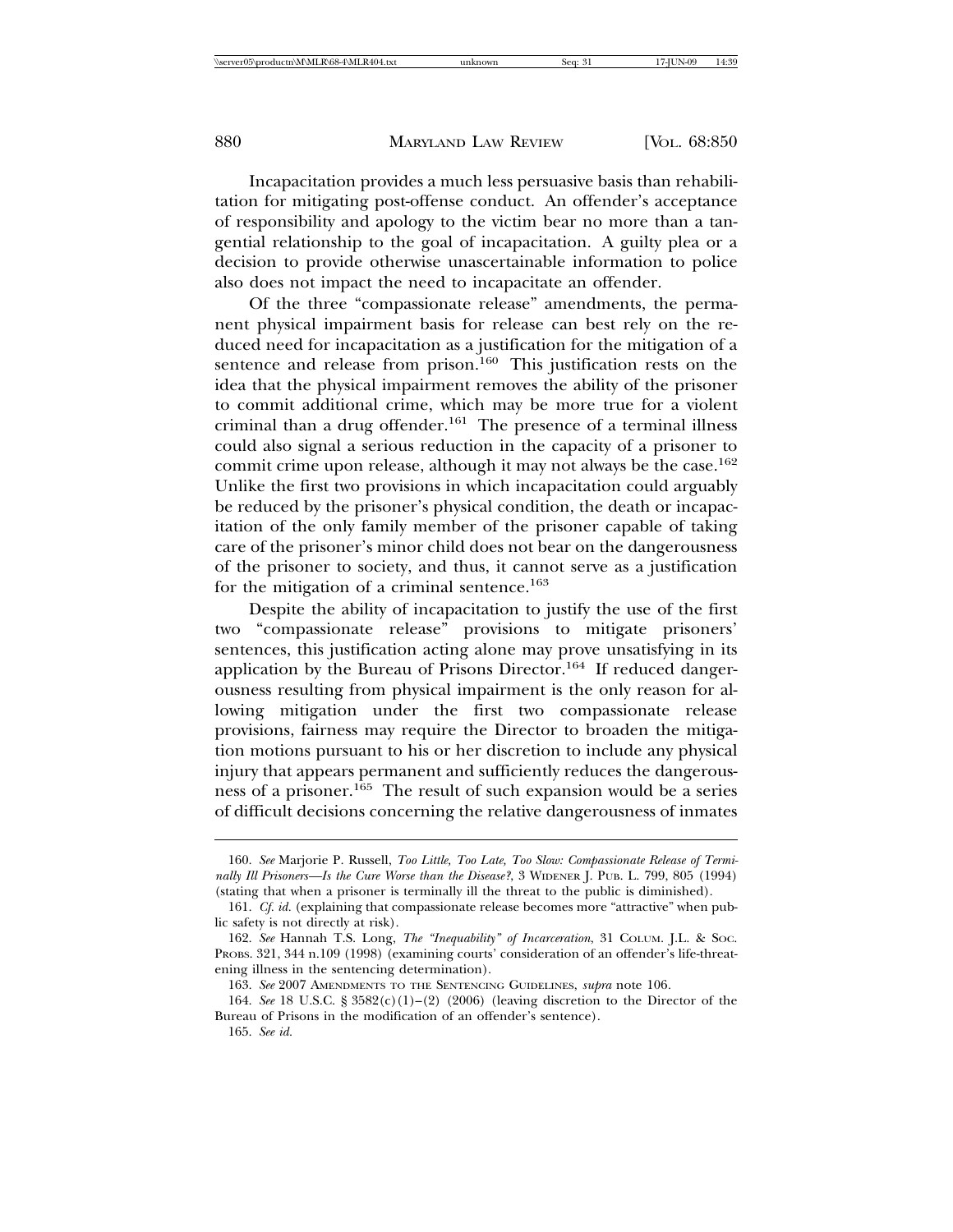Incapacitation provides a much less persuasive basis than rehabilitation for mitigating post-offense conduct. An offender's acceptance of responsibility and apology to the victim bear no more than a tangential relationship to the goal of incapacitation. A guilty plea or a decision to provide otherwise unascertainable information to police also does not impact the need to incapacitate an offender.

Of the three "compassionate release" amendments, the permanent physical impairment basis for release can best rely on the reduced need for incapacitation as a justification for the mitigation of a sentence and release from prison.[160] This justification rests on the idea that the physical impairment removes the ability of the prisoner to commit additional crime, which may be more true for a violent criminal than a drug offender.[161] The presence of a terminal illness could also signal a serious reduction in the capacity of a prisoner to commit crime upon release, although it may not always be the case.[162] Unlike the first two provisions in which incapacitation could arguably be reduced by the prisoner's physical condition, the death or incapacitation of the only family member of the prisoner capable of taking care of the prisoner's minor child does not bear on the dangerousness of the prisoner to society, and thus, it cannot serve as a justification for the mitigation of a criminal sentence.[163]

Despite the ability of incapacitation to justify the use of the first two "compassionate release" provisions to mitigate prisoners' sentences, this justification acting alone may prove unsatisfying in its application by the Bureau of Prisons Director.[164] If reduced dangerousness resulting from physical impairment is the only reason for allowing mitigation under the first two compassionate release provisions, fairness may require the Director to broaden the mitigation motions pursuant to his or her discretion to include any physical injury that appears permanent and sufficiently reduces the dangerousness of a prisoner.[165] The result of such expansion would be a series of difficult decisions concerning the relative dangerousness of inmates

---

160. *See* Marjorie P. Russell, *Too Little, Too Late, Too Slow: Compassionate Release of Terminally Ill Prisoners—Is the Cure Worse than the Disease?*, 3 WIDENER J. PUB. L. 799, 805 (1994) (stating that when a prisoner is terminally ill the threat to the public is diminished).

161. *Cf. id.* (explaining that compassionate release becomes more "attractive" when public safety is not directly at risk).

162. *See* Hannah T.S. Long, *The "Inequability" of Incarceration*, 31 COLUM. J.L. & SOC. PROBS. 321, 344 n.109 (1998) (examining courts' consideration of an offender's life-threatening illness in the sentencing determination).

163. *See* 2007 AMENDMENTS TO THE SENTENCING GUIDELINES, *supra* note 106.

164. *See* 18 U.S.C. § 3582(c)(1)–(2) (2006) (leaving discretion to the Director of the Bureau of Prisons in the modification of an offender's sentence).

165. *See id.*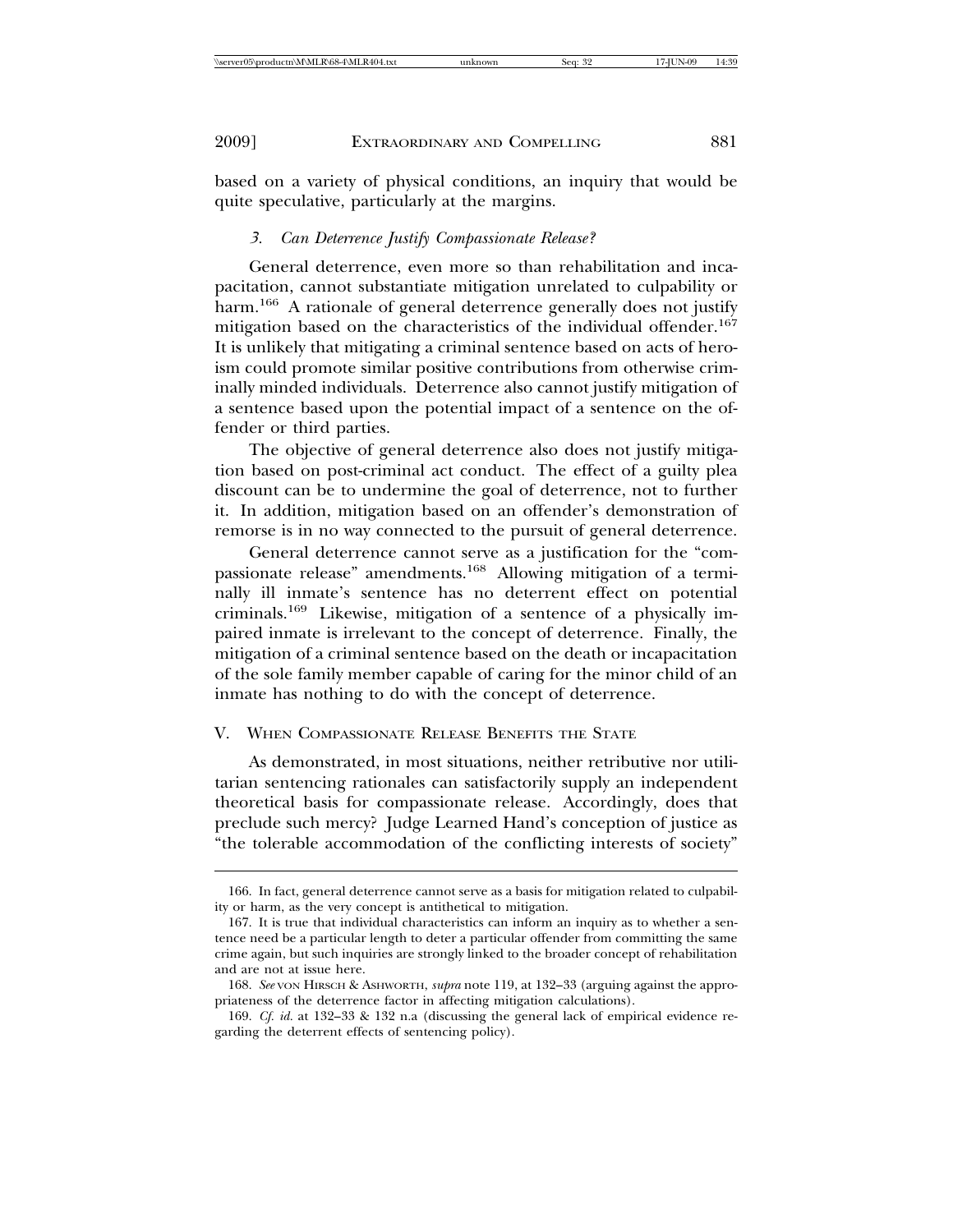based on a variety of physical conditions, an inquiry that would be quite speculative, particularly at the margins.

### *3. Can Deterrence Justify Compassionate Release?*

General deterrence, even more so than rehabilitation and incapacitation, cannot substantiate mitigation unrelated to culpability or harm.[166] A rationale of general deterrence generally does not justify mitigation based on the characteristics of the individual offender.[167] It is unlikely that mitigating a criminal sentence based on acts of heroism could promote similar positive contributions from otherwise criminally minded individuals. Deterrence also cannot justify mitigation of a sentence based upon the potential impact of a sentence on the offender or third parties.

The objective of general deterrence also does not justify mitigation based on post-criminal act conduct. The effect of a guilty plea discount can be to undermine the goal of deterrence, not to further it. In addition, mitigation based on an offender's demonstration of remorse is in no way connected to the pursuit of general deterrence.

General deterrence cannot serve as a justification for the "compassionate release" amendments.[168] Allowing mitigation of a terminally ill inmate's sentence has no deterrent effect on potential criminals.[169] Likewise, mitigation of a sentence of a physically impaired inmate is irrelevant to the concept of deterrence. Finally, the mitigation of a criminal sentence based on the death or incapacitation of the sole family member capable of caring for the minor child of an inmate has nothing to do with the concept of deterrence.

## V. When Compassionate Release Benefits the State

As demonstrated, in most situations, neither retributive nor utilitarian sentencing rationales can satisfactorily supply an independent theoretical basis for compassionate release. Accordingly, does that preclude such mercy? Judge Learned Hand's conception of justice as "the tolerable accommodation of the conflicting interests of society"

---

166. In fact, general deterrence cannot serve as a basis for mitigation related to culpability or harm, as the very concept is antithetical to mitigation.

167. It is true that individual characteristics can inform an inquiry as to whether a sentence need be a particular length to deter a particular offender from committing the same crime again, but such inquiries are strongly linked to the broader concept of rehabilitation and are not at issue here.

168. *See* von Hirsch & Ashworth, *supra* note 119, at 132–33 (arguing against the appropriateness of the deterrence factor in affecting mitigation calculations).

169. *Cf. id.* at 132–33 & 132 n.a (discussing the general lack of empirical evidence regarding the deterrent effects of sentencing policy).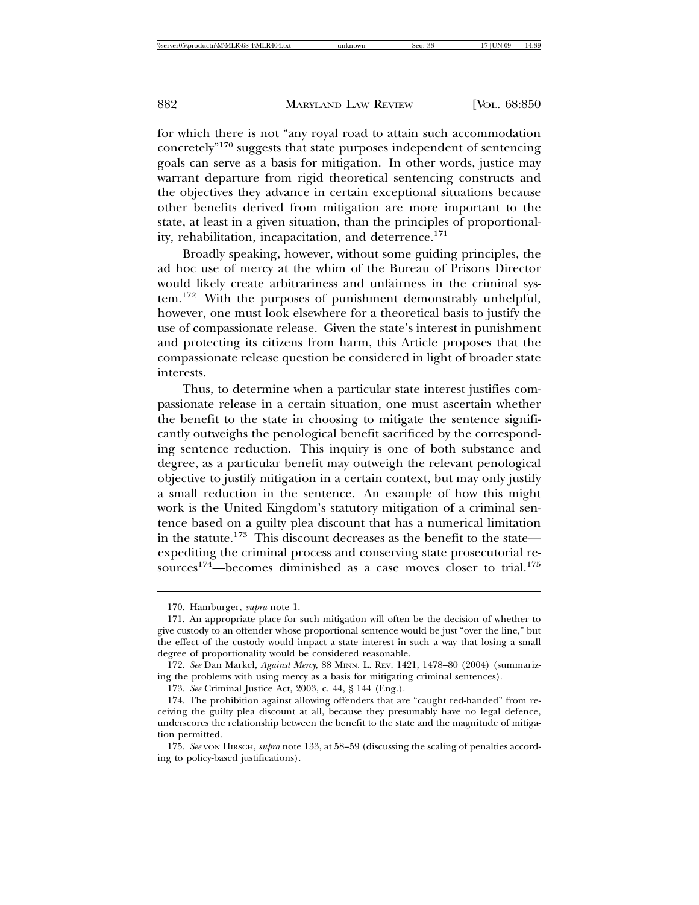for which there is not "any royal road to attain such accommodation concretely"[170] suggests that state purposes independent of sentencing goals can serve as a basis for mitigation. In other words, justice may warrant departure from rigid theoretical sentencing constructs and the objectives they advance in certain exceptional situations because other benefits derived from mitigation are more important to the state, at least in a given situation, than the principles of proportionality, rehabilitation, incapacitation, and deterrence.[171]

Broadly speaking, however, without some guiding principles, the ad hoc use of mercy at the whim of the Bureau of Prisons Director would likely create arbitrariness and unfairness in the criminal system.[172] With the purposes of punishment demonstrably unhelpful, however, one must look elsewhere for a theoretical basis to justify the use of compassionate release. Given the state's interest in punishment and protecting its citizens from harm, this Article proposes that the compassionate release question be considered in light of broader state interests.

Thus, to determine when a particular state interest justifies compassionate release in a certain situation, one must ascertain whether the benefit to the state in choosing to mitigate the sentence significantly outweighs the penological benefit sacrificed by the corresponding sentence reduction. This inquiry is one of both substance and degree, as a particular benefit may outweigh the relevant penological objective to justify mitigation in a certain context, but may only justify a small reduction in the sentence. An example of how this might work is the United Kingdom's statutory mitigation of a criminal sentence based on a guilty plea discount that has a numerical limitation in the statute.[173] This discount decreases as the benefit to the state—expediting the criminal process and conserving state prosecutorial resources[174]—becomes diminished as a case moves closer to trial.[175]

---

170. Hamburger, *supra* note 1.

171. An appropriate place for such mitigation will often be the decision of whether to give custody to an offender whose proportional sentence would be just "over the line," but the effect of the custody would impact a state interest in such a way that losing a small degree of proportionality would be considered reasonable.

172. *See* Dan Markel, *Against Mercy*, 88 MINN. L. REV. 1421, 1478–80 (2004) (summarizing the problems with using mercy as a basis for mitigating criminal sentences).

173. *See* Criminal Justice Act, 2003, c. 44, § 144 (Eng.).

174. The prohibition against allowing offenders that are "caught red-handed" from receiving the guilty plea discount at all, because they presumably have no legal defence, underscores the relationship between the benefit to the state and the magnitude of mitigation permitted.

175. *See* VON HIRSCH, *supra* note 133, at 58–59 (discussing the scaling of penalties according to policy-based justifications).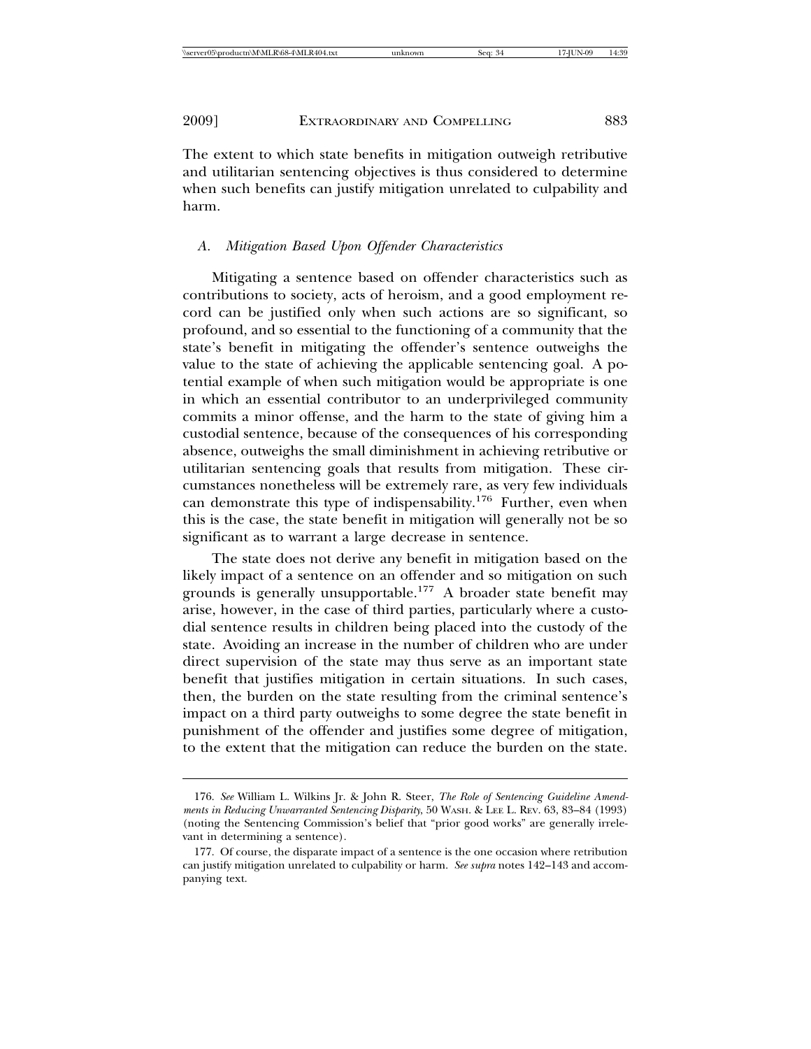The extent to which state benefits in mitigation outweigh retributive and utilitarian sentencing objectives is thus considered to determine when such benefits can justify mitigation unrelated to culpability and harm.

### *A. Mitigation Based Upon Offender Characteristics*

Mitigating a sentence based on offender characteristics such as contributions to society, acts of heroism, and a good employment record can be justified only when such actions are so significant, so profound, and so essential to the functioning of a community that the state's benefit in mitigating the offender's sentence outweighs the value to the state of achieving the applicable sentencing goal. A potential example of when such mitigation would be appropriate is one in which an essential contributor to an underprivileged community commits a minor offense, and the harm to the state of giving him a custodial sentence, because of the consequences of his corresponding absence, outweighs the small diminishment in achieving retributive or utilitarian sentencing goals that results from mitigation. These circumstances nonetheless will be extremely rare, as very few individuals can demonstrate this type of indispensability.[176] Further, even when this is the case, the state benefit in mitigation will generally not be so significant as to warrant a large decrease in sentence.

The state does not derive any benefit in mitigation based on the likely impact of a sentence on an offender and so mitigation on such grounds is generally unsupportable.[177] A broader state benefit may arise, however, in the case of third parties, particularly where a custodial sentence results in children being placed into the custody of the state. Avoiding an increase in the number of children who are under direct supervision of the state may thus serve as an important state benefit that justifies mitigation in certain situations. In such cases, then, the burden on the state resulting from the criminal sentence's impact on a third party outweighs to some degree the state benefit in punishment of the offender and justifies some degree of mitigation, to the extent that the mitigation can reduce the burden on the state.

---

176. *See* William L. Wilkins Jr. & John R. Steer, *The Role of Sentencing Guideline Amendments in Reducing Unwarranted Sentencing Disparity*, 50 WASH. & LEE L. REV. 63, 83–84 (1993) (noting the Sentencing Commission's belief that "prior good works" are generally irrelevant in determining a sentence).

177. Of course, the disparate impact of a sentence is the one occasion where retribution can justify mitigation unrelated to culpability or harm. *See supra* notes 142–143 and accompanying text.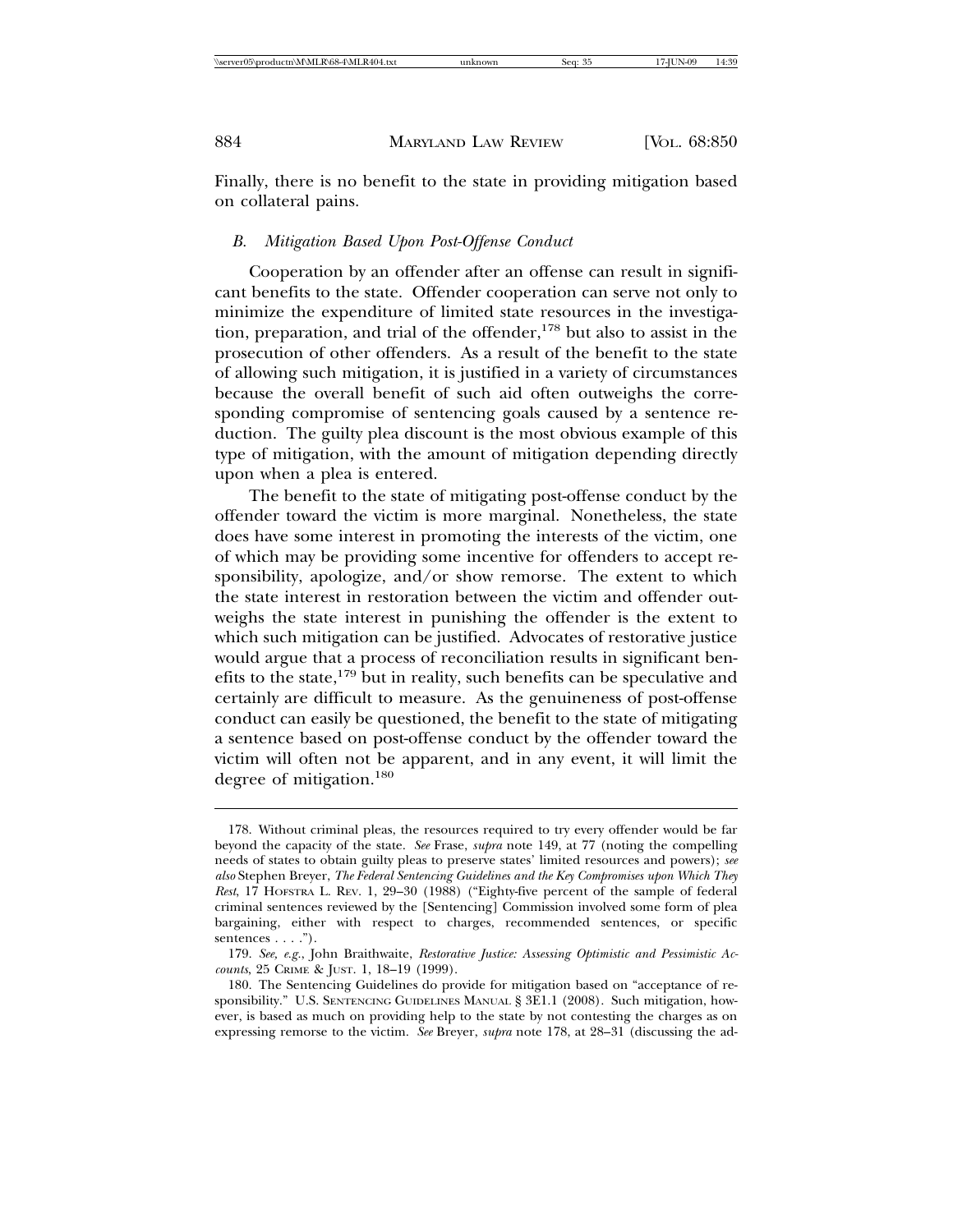Finally, there is no benefit to the state in providing mitigation based on collateral pains.

### *B. Mitigation Based Upon Post-Offense Conduct*

Cooperation by an offender after an offense can result in significant benefits to the state. Offender cooperation can serve not only to minimize the expenditure of limited state resources in the investigation, preparation, and trial of the offender,[178] but also to assist in the prosecution of other offenders. As a result of the benefit to the state of allowing such mitigation, it is justified in a variety of circumstances because the overall benefit of such aid often outweighs the corresponding compromise of sentencing goals caused by a sentence reduction. The guilty plea discount is the most obvious example of this type of mitigation, with the amount of mitigation depending directly upon when a plea is entered.

The benefit to the state of mitigating post-offense conduct by the offender toward the victim is more marginal. Nonetheless, the state does have some interest in promoting the interests of the victim, one of which may be providing some incentive for offenders to accept responsibility, apologize, and/or show remorse. The extent to which the state interest in restoration between the victim and offender outweighs the state interest in punishing the offender is the extent to which such mitigation can be justified. Advocates of restorative justice would argue that a process of reconciliation results in significant benefits to the state,[179] but in reality, such benefits can be speculative and certainly are difficult to measure. As the genuineness of post-offense conduct can easily be questioned, the benefit to the state of mitigating a sentence based on post-offense conduct by the offender toward the victim will often not be apparent, and in any event, it will limit the degree of mitigation.[180]

---

178. Without criminal pleas, the resources required to try every offender would be far beyond the capacity of the state. *See* Frase, *supra* note 149, at 77 (noting the compelling needs of states to obtain guilty pleas to preserve states' limited resources and powers); *see also* Stephen Breyer, *The Federal Sentencing Guidelines and the Key Compromises upon Which They Rest*, 17 HOFSTRA L. REV. 1, 29–30 (1988) ("Eighty-five percent of the sample of federal criminal sentences reviewed by the [Sentencing] Commission involved some form of plea bargaining, either with respect to charges, recommended sentences, or specific sentences . . . .").

179. *See, e.g.*, John Braithwaite, *Restorative Justice: Assessing Optimistic and Pessimistic Accounts*, 25 CRIME & JUST. 1, 18–19 (1999).

180. The Sentencing Guidelines do provide for mitigation based on "acceptance of responsibility." U.S. SENTENCING GUIDELINES MANUAL § 3E1.1 (2008). Such mitigation, however, is based as much on providing help to the state by not contesting the charges as on expressing remorse to the victim. *See* Breyer, *supra* note 178, at 28–31 (discussing the ad-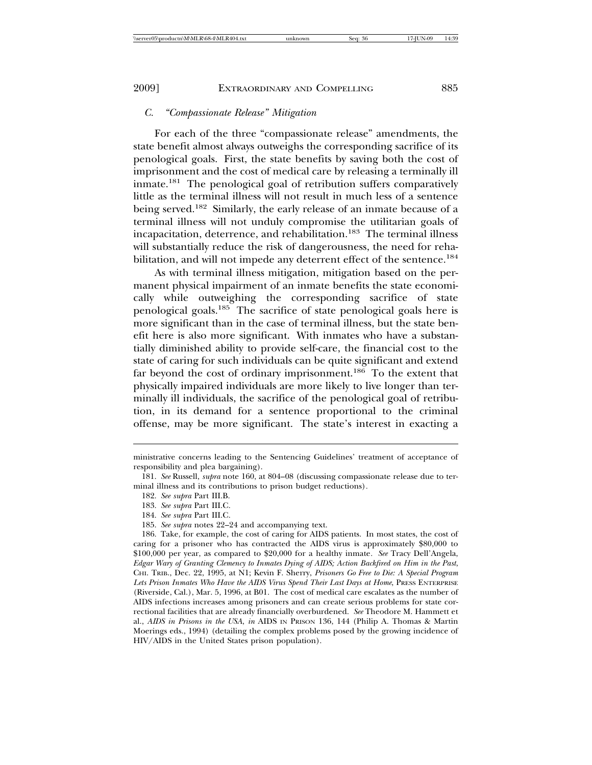### C. *"Compassionate Release" Mitigation*

For each of the three "compassionate release" amendments, the state benefit almost always outweighs the corresponding sacrifice of its penological goals. First, the state benefits by saving both the cost of imprisonment and the cost of medical care by releasing a terminally ill inmate.[181] The penological goal of retribution suffers comparatively little as the terminal illness will not result in much less of a sentence being served.[182] Similarly, the early release of an inmate because of a terminal illness will not unduly compromise the utilitarian goals of incapacitation, deterrence, and rehabilitation.[183] The terminal illness will substantially reduce the risk of dangerousness, the need for rehabilitation, and will not impede any deterrent effect of the sentence.[184]

As with terminal illness mitigation, mitigation based on the permanent physical impairment of an inmate benefits the state economically while outweighing the corresponding sacrifice of state penological goals.[185] The sacrifice of state penological goals here is more significant than in the case of terminal illness, but the state benefit here is also more significant. With inmates who have a substantially diminished ability to provide self-care, the financial cost to the state of caring for such individuals can be quite significant and extend far beyond the cost of ordinary imprisonment.[186] To the extent that physically impaired individuals are more likely to live longer than terminally ill individuals, the sacrifice of the penological goal of retribution, in its demand for a sentence proportional to the criminal offense, may be more significant. The state's interest in exacting a

---

ministrative concerns leading to the Sentencing Guidelines' treatment of acceptance of responsibility and plea bargaining).

181. *See* Russell, *supra* note 160, at 804–08 (discussing compassionate release due to terminal illness and its contributions to prison budget reductions).

182. *See supra* Part III.B.

183. *See supra* Part III.C.

184. *See supra* Part III.C.

185. *See supra* notes 22–24 and accompanying text.

186. Take, for example, the cost of caring for AIDS patients. In most states, the cost of caring for a prisoner who has contracted the AIDS virus is approximately $80,000 to $100,000 per year, as compared to $20,000 for a healthy inmate. *See* Tracy Dell'Angela, *Edgar Wary of Granting Clemency to Inmates Dying of AIDS; Action Backfired on Him in the Past*, CHI. TRIB., Dec. 22, 1995, at N1; Kevin F. Sherry, *Prisoners Go Free to Die: A Special Program Lets Prison Inmates Who Have the AIDS Virus Spend Their Last Days at Home*, PRESS ENTERPRISE (Riverside, Cal.), Mar. 5, 1996, at B01. The cost of medical care escalates as the number of AIDS infections increases among prisoners and can create serious problems for state correctional facilities that are already financially overburdened. *See* Theodore M. Hammett et al., *AIDS in Prisons in the USA*, *in* AIDS IN PRISON 136, 144 (Philip A. Thomas & Martin Moerings eds., 1994) (detailing the complex problems posed by the growing incidence of HIV/AIDS in the United States prison population).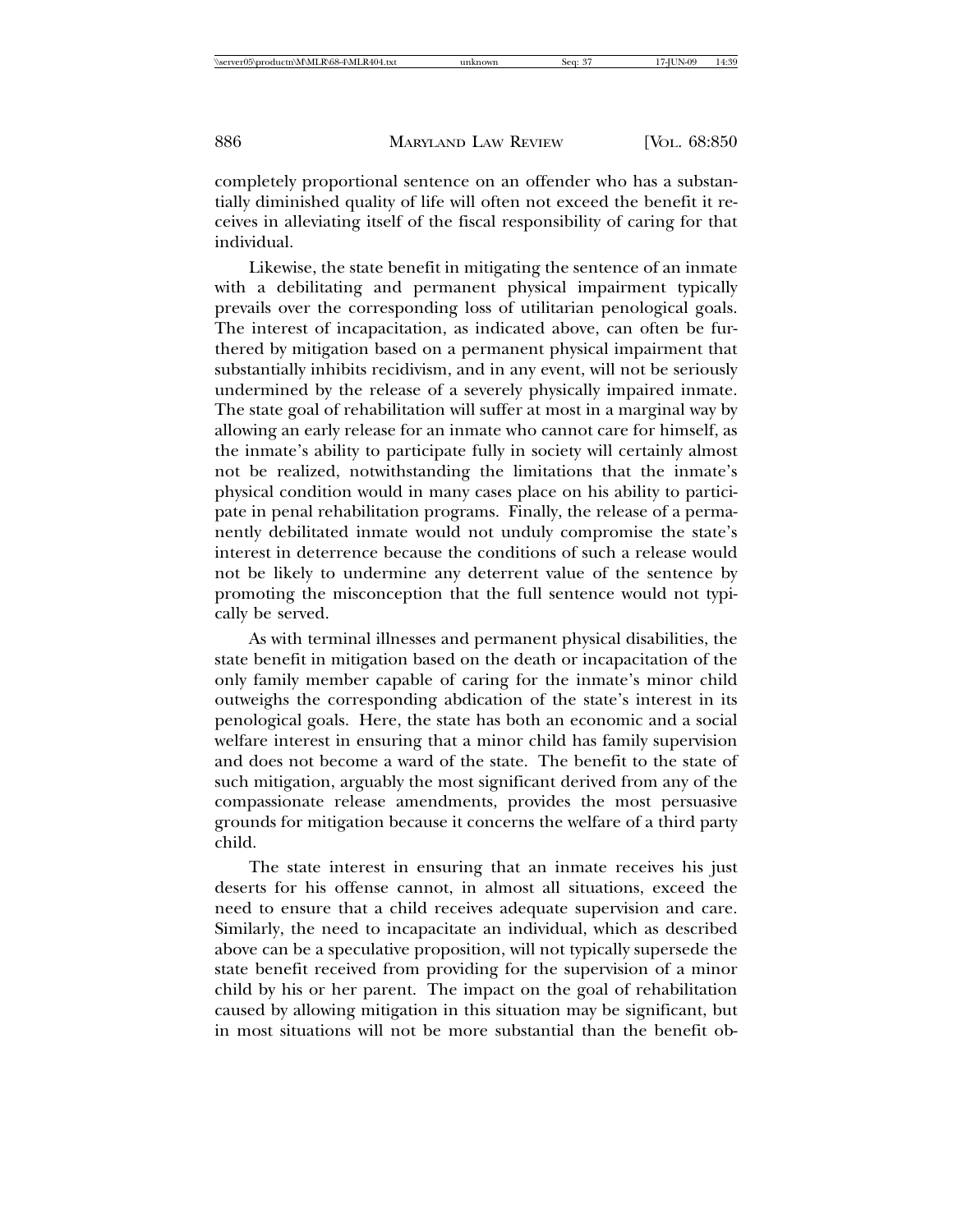completely proportional sentence on an offender who has a substantially diminished quality of life will often not exceed the benefit it receives in alleviating itself of the fiscal responsibility of caring for that individual.

Likewise, the state benefit in mitigating the sentence of an inmate with a debilitating and permanent physical impairment typically prevails over the corresponding loss of utilitarian penological goals. The interest of incapacitation, as indicated above, can often be furthered by mitigation based on a permanent physical impairment that substantially inhibits recidivism, and in any event, will not be seriously undermined by the release of a severely physically impaired inmate. The state goal of rehabilitation will suffer at most in a marginal way by allowing an early release for an inmate who cannot care for himself, as the inmate's ability to participate fully in society will certainly almost not be realized, notwithstanding the limitations that the inmate's physical condition would in many cases place on his ability to participate in penal rehabilitation programs. Finally, the release of a permanently debilitated inmate would not unduly compromise the state's interest in deterrence because the conditions of such a release would not be likely to undermine any deterrent value of the sentence by promoting the misconception that the full sentence would not typically be served.

As with terminal illnesses and permanent physical disabilities, the state benefit in mitigation based on the death or incapacitation of the only family member capable of caring for the inmate's minor child outweighs the corresponding abdication of the state's interest in its penological goals. Here, the state has both an economic and a social welfare interest in ensuring that a minor child has family supervision and does not become a ward of the state. The benefit to the state of such mitigation, arguably the most significant derived from any of the compassionate release amendments, provides the most persuasive grounds for mitigation because it concerns the welfare of a third party child.

The state interest in ensuring that an inmate receives his just deserts for his offense cannot, in almost all situations, exceed the need to ensure that a child receives adequate supervision and care. Similarly, the need to incapacitate an individual, which as described above can be a speculative proposition, will not typically supersede the state benefit received from providing for the supervision of a minor child by his or her parent. The impact on the goal of rehabilitation caused by allowing mitigation in this situation may be significant, but in most situations will not be more substantial than the benefit ob-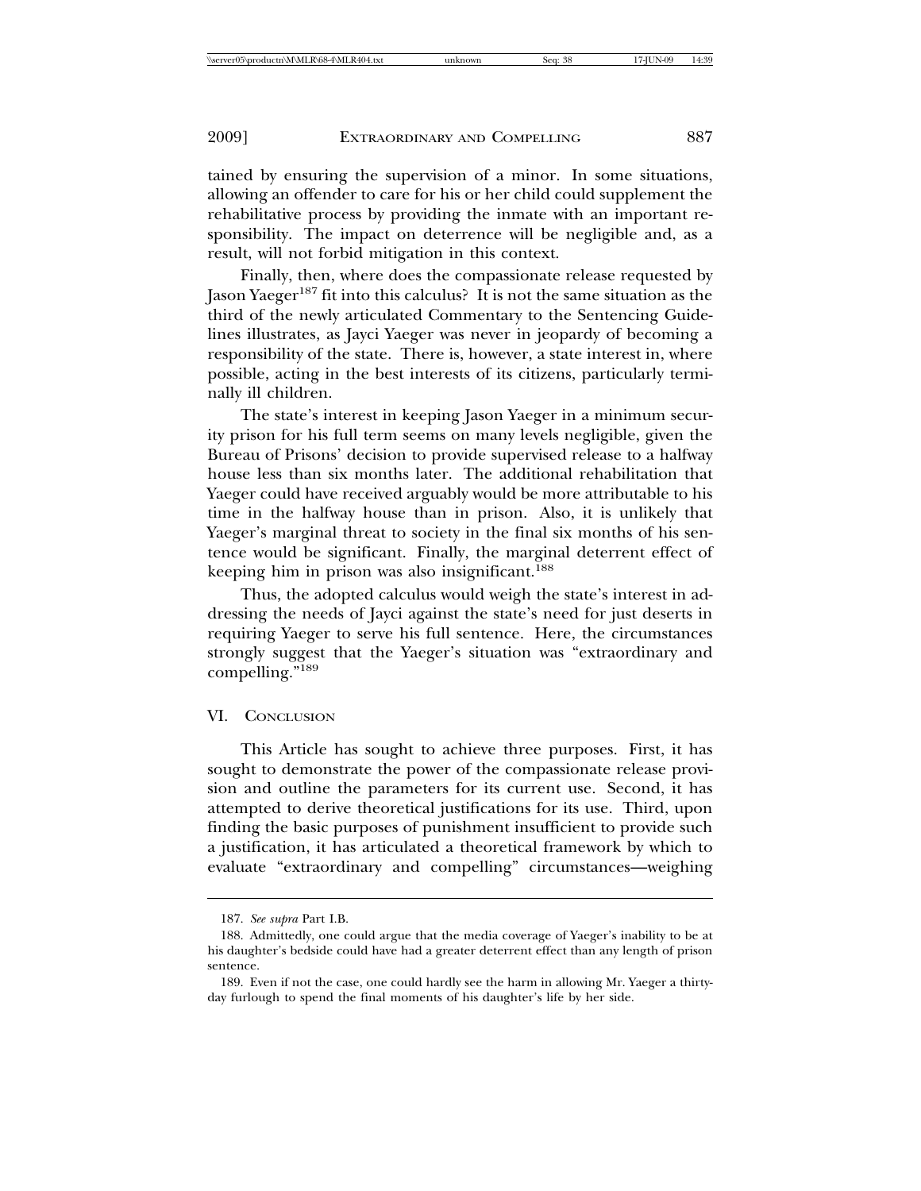tained by ensuring the supervision of a minor. In some situations, allowing an offender to care for his or her child could supplement the rehabilitative process by providing the inmate with an important responsibility. The impact on deterrence will be negligible and, as a result, will not forbid mitigation in this context.

Finally, then, where does the compassionate release requested by Jason Yaeger[187] fit into this calculus? It is not the same situation as the third of the newly articulated Commentary to the Sentencing Guidelines illustrates, as Jayci Yaeger was never in jeopardy of becoming a responsibility of the state. There is, however, a state interest in, where possible, acting in the best interests of its citizens, particularly terminally ill children.

The state's interest in keeping Jason Yaeger in a minimum security prison for his full term seems on many levels negligible, given the Bureau of Prisons' decision to provide supervised release to a halfway house less than six months later. The additional rehabilitation that Yaeger could have received arguably would be more attributable to his time in the halfway house than in prison. Also, it is unlikely that Yaeger's marginal threat to society in the final six months of his sentence would be significant. Finally, the marginal deterrent effect of keeping him in prison was also insignificant.[188]

Thus, the adopted calculus would weigh the state's interest in addressing the needs of Jayci against the state's need for just deserts in requiring Yaeger to serve his full sentence. Here, the circumstances strongly suggest that the Yaeger's situation was "extraordinary and compelling."[189]

## VI. Conclusion

This Article has sought to achieve three purposes. First, it has sought to demonstrate the power of the compassionate release provision and outline the parameters for its current use. Second, it has attempted to derive theoretical justifications for its use. Third, upon finding the basic purposes of punishment insufficient to provide such a justification, it has articulated a theoretical framework by which to evaluate "extraordinary and compelling" circumstances—weighing

---

187. *See supra* Part I.B.

188. Admittedly, one could argue that the media coverage of Yaeger's inability to be at his daughter's bedside could have had a greater deterrent effect than any length of prison sentence.

189. Even if not the case, one could hardly see the harm in allowing Mr. Yaeger a thirty-day furlough to spend the final moments of his daughter's life by her side.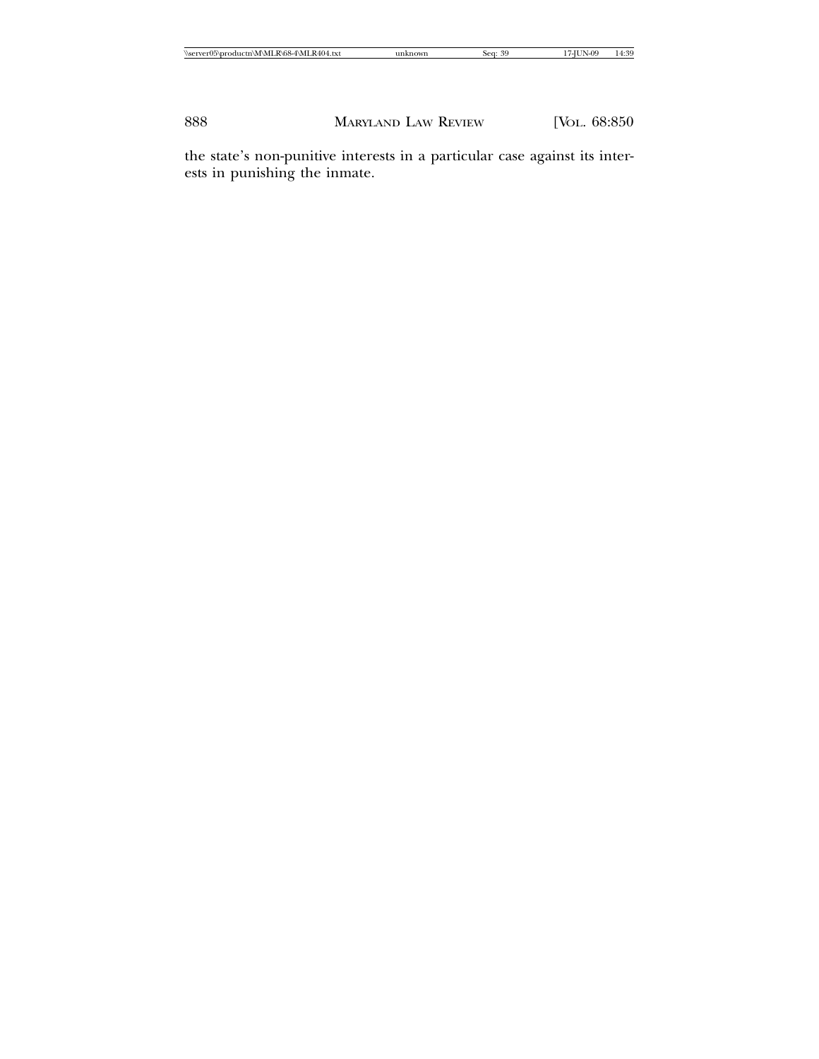the state's non-punitive interests in a particular case against its interests in punishing the inmate.